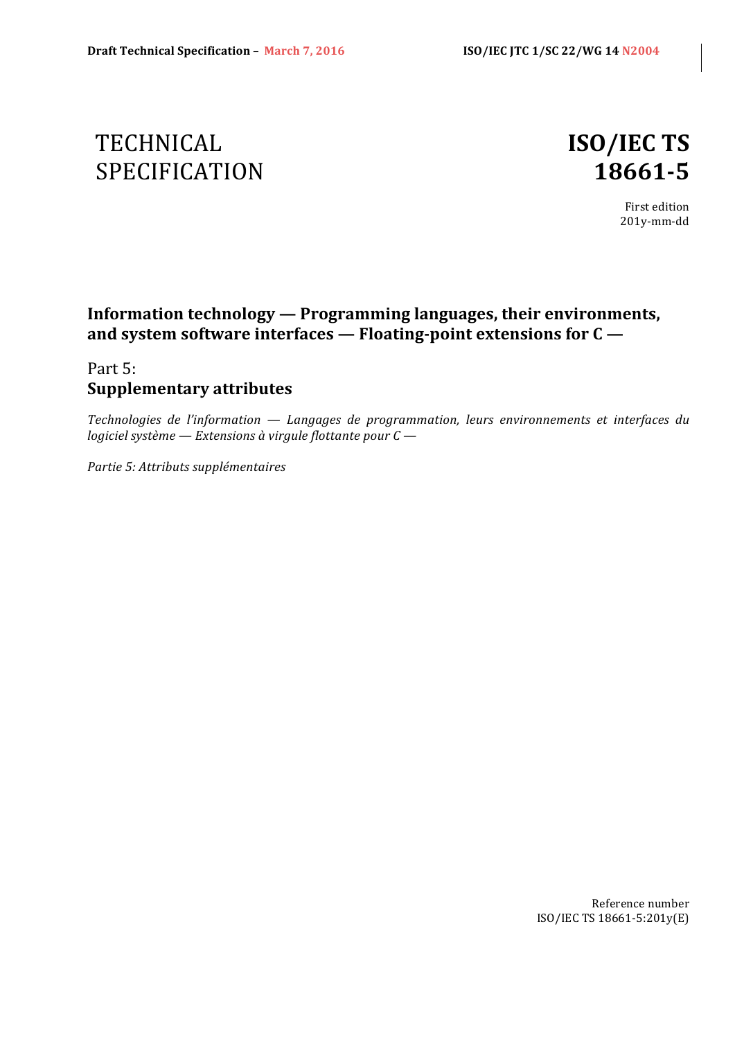Draft Technical Specification – March 7, 2016 ISO/IEC JTC 1/SC 22/WG 14 N2004

# TECHNICAL SPECIFICATION

# ISO/IEC TS 18661-5

First edition
201y-mm-dd

## Information technology — Programming languages, their environments, and system software interfaces — Floating-point extensions for C —

Part 5:
**Supplementary attributes**

*Technologies de l'information — Langages de programmation, leurs environnements et interfaces du logiciel système — Extensions à virgule flottante pour C —*

*Partie 5: Attributs supplémentaires*

Reference number
ISO/IEC TS 18661-5:201y(E)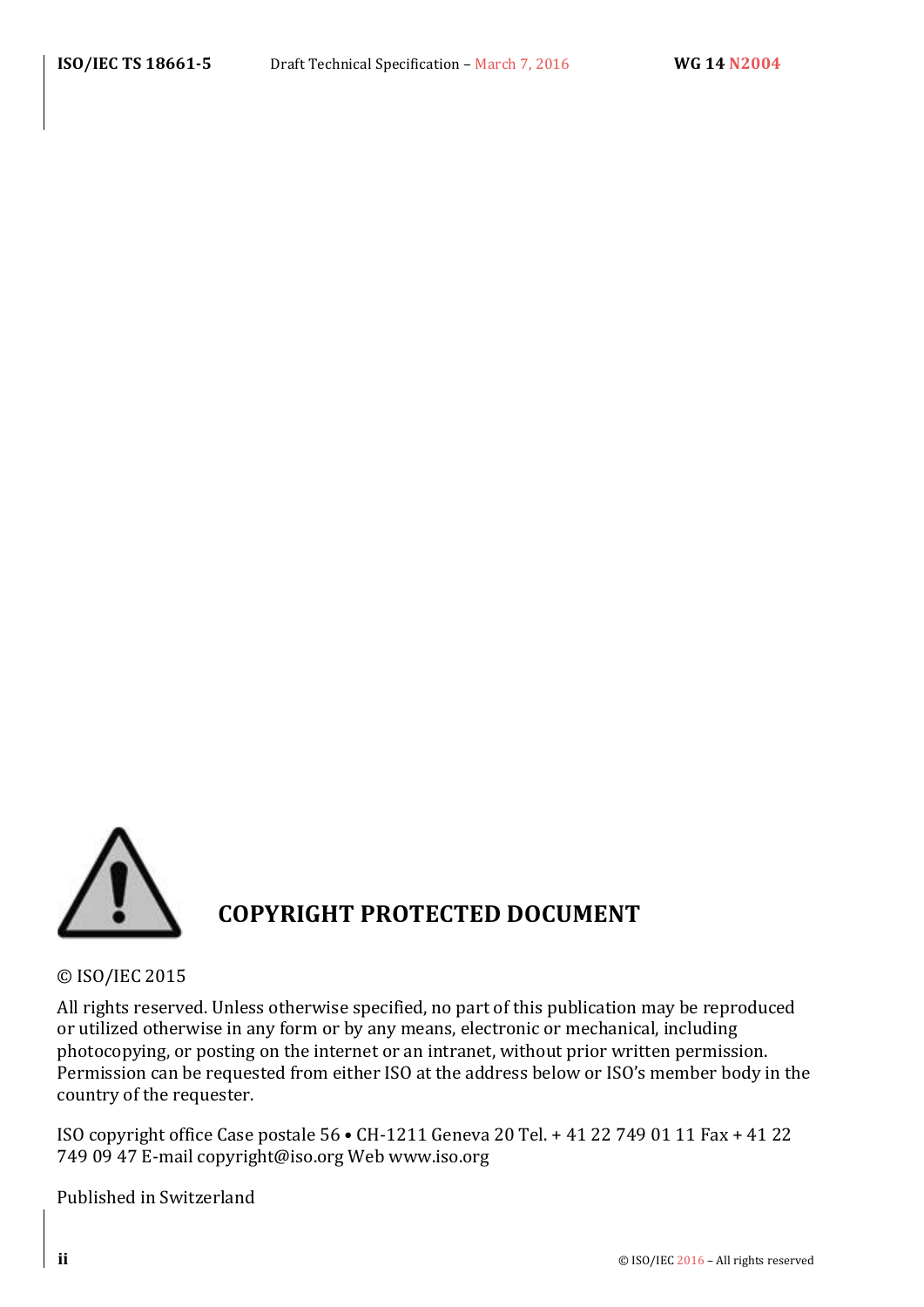## COPYRIGHT PROTECTED DOCUMENT

© ISO/IEC 2015

All rights reserved. Unless otherwise specified, no part of this publication may be reproduced or utilized otherwise in any form or by any means, electronic or mechanical, including photocopying, or posting on the internet or an intranet, without prior written permission. Permission can be requested from either ISO at the address below or ISO's member body in the country of the requester.

ISO copyright office Case postale 56 • CH-1211 Geneva 20 Tel. + 41 22 749 01 11 Fax + 41 22 749 09 47 E-mail copyright@iso.org Web www.iso.org

Published in Switzerland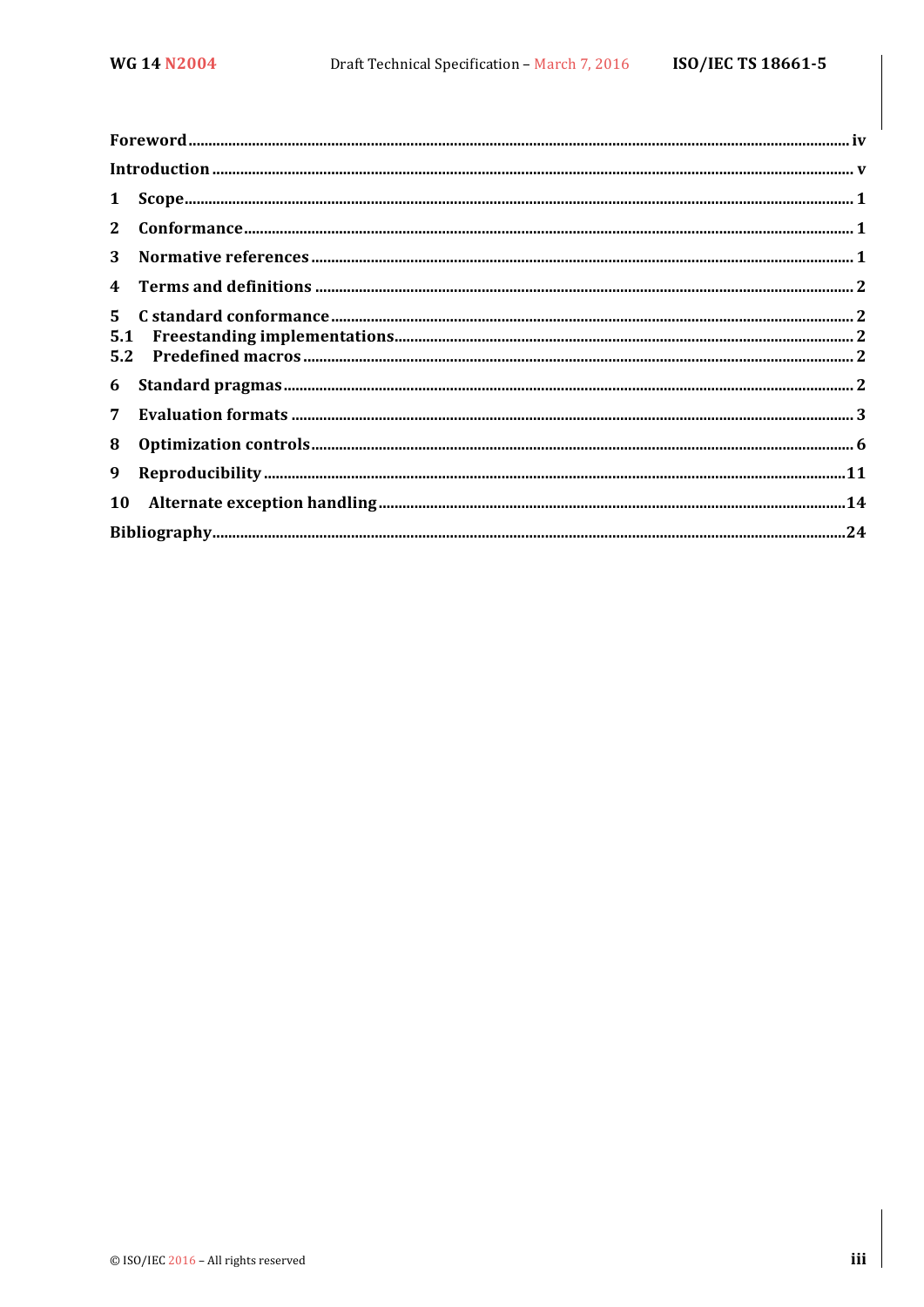Foreword ...................................................................................................................................................... iv

Introduction ................................................................................................................................................. v

1 Scope ......................................................................................................................................................... 1

2 Conformance ............................................................................................................................................. 1

3 Normative references ............................................................................................................................... 1

4 Terms and definitions ............................................................................................................................... 2

5 C standard conformance .......................................................................................................................... 2

5.1 Freestanding implementations ............................................................................................................. 2

5.2 Predefined macros ................................................................................................................................ 2

6 Standard pragmas ..................................................................................................................................... 2

7 Evaluation formats .................................................................................................................................... 3

8 Optimization controls ............................................................................................................................... 6

9 Reproducibility .......................................................................................................................................... 11

10 Alternate exception handling .................................................................................................................. 14

Bibliography ................................................................................................................................................. 24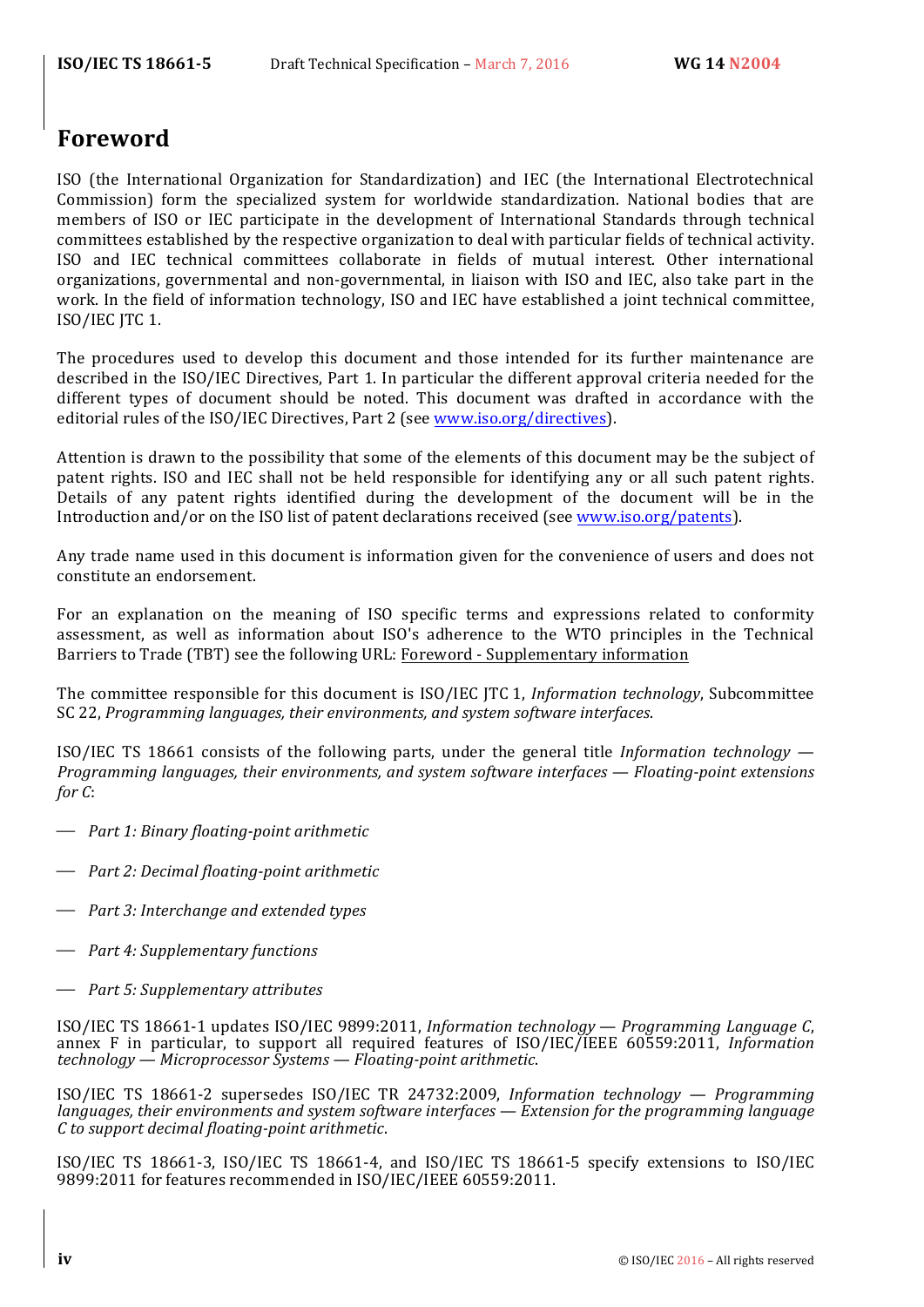# Foreword

ISO (the International Organization for Standardization) and IEC (the International Electrotechnical Commission) form the specialized system for worldwide standardization. National bodies that are members of ISO or IEC participate in the development of International Standards through technical committees established by the respective organization to deal with particular fields of technical activity. ISO and IEC technical committees collaborate in fields of mutual interest. Other international organizations, governmental and non-governmental, in liaison with ISO and IEC, also take part in the work. In the field of information technology, ISO and IEC have established a joint technical committee, ISO/IEC JTC 1.

The procedures used to develop this document and those intended for its further maintenance are described in the ISO/IEC Directives, Part 1. In particular the different approval criteria needed for the different types of document should be noted. This document was drafted in accordance with the editorial rules of the ISO/IEC Directives, Part 2 (see www.iso.org/directives).

Attention is drawn to the possibility that some of the elements of this document may be the subject of patent rights. ISO and IEC shall not be held responsible for identifying any or all such patent rights. Details of any patent rights identified during the development of the document will be in the Introduction and/or on the ISO list of patent declarations received (see www.iso.org/patents).

Any trade name used in this document is information given for the convenience of users and does not constitute an endorsement.

For an explanation on the meaning of ISO specific terms and expressions related to conformity assessment, as well as information about ISO's adherence to the WTO principles in the Technical Barriers to Trade (TBT) see the following URL: Foreword - Supplementary information

The committee responsible for this document is ISO/IEC JTC 1, *Information technology*, Subcommittee SC 22, *Programming languages, their environments, and system software interfaces*.

ISO/IEC TS 18661 consists of the following parts, under the general title *Information technology — Programming languages, their environments, and system software interfaces — Floating-point extensions for C*:

— *Part 1: Binary floating-point arithmetic*

— *Part 2: Decimal floating-point arithmetic*

— *Part 3: Interchange and extended types*

— *Part 4: Supplementary functions*

— *Part 5: Supplementary attributes*

ISO/IEC TS 18661-1 updates ISO/IEC 9899:2011, *Information technology — Programming Language C*, annex F in particular, to support all required features of ISO/IEC/IEEE 60559:2011, *Information technology — Microprocessor Systems — Floating-point arithmetic*.

ISO/IEC TS 18661-2 supersedes ISO/IEC TR 24732:2009, *Information technology — Programming languages, their environments and system software interfaces — Extension for the programming language C to support decimal floating-point arithmetic*.

ISO/IEC TS 18661-3, ISO/IEC TS 18661-4, and ISO/IEC TS 18661-5 specify extensions to ISO/IEC 9899:2011 for features recommended in ISO/IEC/IEEE 60559:2011.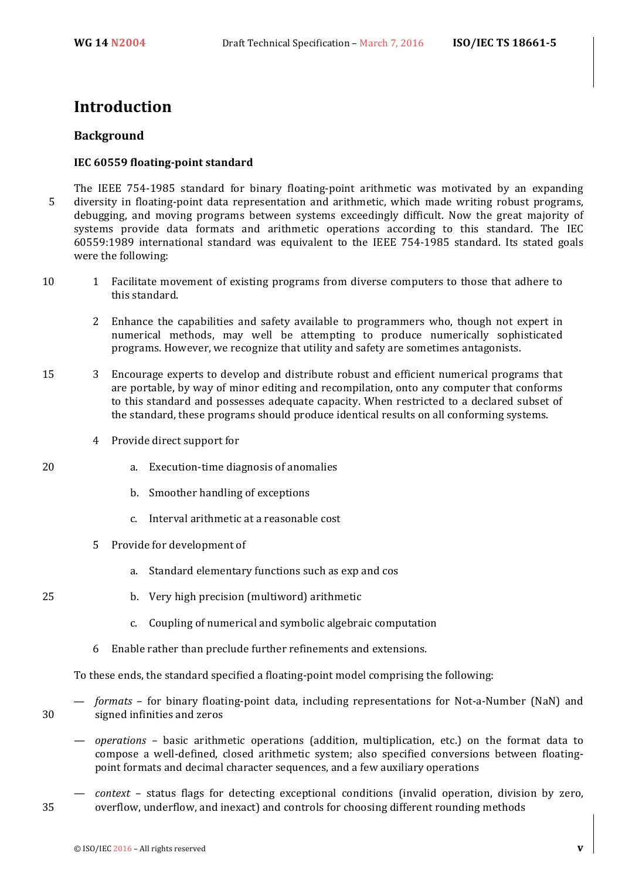# Introduction

## Background

### IEC 60559 floating-point standard

The IEEE 754-1985 standard for binary floating-point arithmetic was motivated by an expanding diversity in floating-point data representation and arithmetic, which made writing robust programs, debugging, and moving programs between systems exceedingly difficult. Now the great majority of systems provide data formats and arithmetic operations according to this standard. The IEC 60559:1989 international standard was equivalent to the IEEE 754-1985 standard. Its stated goals were the following:

1. Facilitate movement of existing programs from diverse computers to those that adhere to this standard.
2. Enhance the capabilities and safety available to programmers who, though not expert in numerical methods, may well be attempting to produce numerically sophisticated programs. However, we recognize that utility and safety are sometimes antagonists.
3. Encourage experts to develop and distribute robust and efficient numerical programs that are portable, by way of minor editing and recompilation, onto any computer that conforms to this standard and possesses adequate capacity. When restricted to a declared subset of the standard, these programs should produce identical results on all conforming systems.
4. Provide direct support for
   a. Execution-time diagnosis of anomalies
   b. Smoother handling of exceptions
   c. Interval arithmetic at a reasonable cost
5. Provide for development of
   a. Standard elementary functions such as exp and cos
   b. Very high precision (multiword) arithmetic
   c. Coupling of numerical and symbolic algebraic computation
6. Enable rather than preclude further refinements and extensions.

To these ends, the standard specified a floating-point model comprising the following:

— *formats* – for binary floating-point data, including representations for Not-a-Number (NaN) and signed infinities and zeros

— *operations* – basic arithmetic operations (addition, multiplication, etc.) on the format data to compose a well-defined, closed arithmetic system; also specified conversions between floating-point formats and decimal character sequences, and a few auxiliary operations

— *context* – status flags for detecting exceptional conditions (invalid operation, division by zero, overflow, underflow, and inexact) and controls for choosing different rounding methods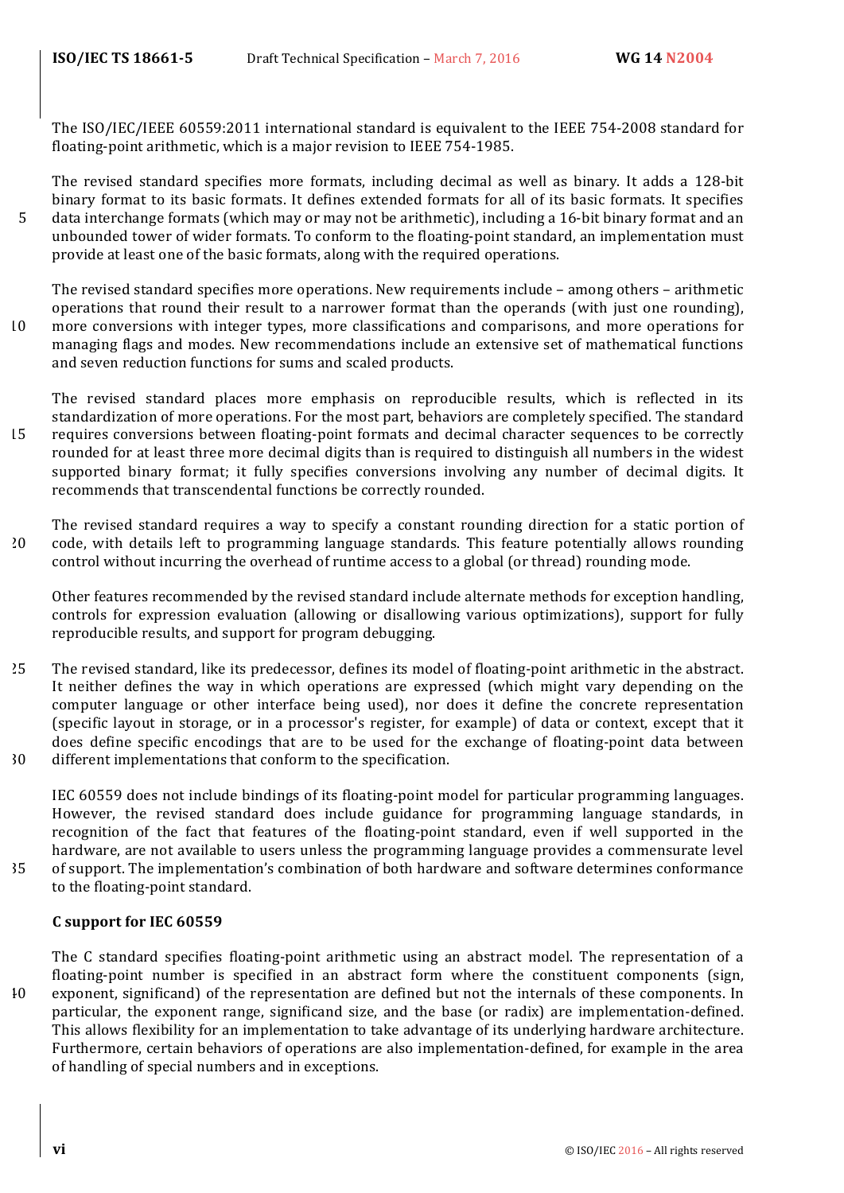The ISO/IEC/IEEE 60559:2011 international standard is equivalent to the IEEE 754-2008 standard for floating-point arithmetic, which is a major revision to IEEE 754-1985.

The revised standard specifies more formats, including decimal as well as binary. It adds a 128-bit binary format to its basic formats. It defines extended formats for all of its basic formats. It specifies data interchange formats (which may or may not be arithmetic), including a 16-bit binary format and an unbounded tower of wider formats. To conform to the floating-point standard, an implementation must provide at least one of the basic formats, along with the required operations.

The revised standard specifies more operations. New requirements include – among others – arithmetic operations that round their result to a narrower format than the operands (with just one rounding), more conversions with integer types, more classifications and comparisons, and more operations for managing flags and modes. New recommendations include an extensive set of mathematical functions and seven reduction functions for sums and scaled products.

The revised standard places more emphasis on reproducible results, which is reflected in its standardization of more operations. For the most part, behaviors are completely specified. The standard requires conversions between floating-point formats and decimal character sequences to be correctly rounded for at least three more decimal digits than is required to distinguish all numbers in the widest supported binary format; it fully specifies conversions involving any number of decimal digits. It recommends that transcendental functions be correctly rounded.

The revised standard requires a way to specify a constant rounding direction for a static portion of code, with details left to programming language standards. This feature potentially allows rounding control without incurring the overhead of runtime access to a global (or thread) rounding mode.

Other features recommended by the revised standard include alternate methods for exception handling, controls for expression evaluation (allowing or disallowing various optimizations), support for fully reproducible results, and support for program debugging.

The revised standard, like its predecessor, defines its model of floating-point arithmetic in the abstract. It neither defines the way in which operations are expressed (which might vary depending on the computer language or other interface being used), nor does it define the concrete representation (specific layout in storage, or in a processor's register, for example) of data or context, except that it does define specific encodings that are to be used for the exchange of floating-point data between different implementations that conform to the specification.

IEC 60559 does not include bindings of its floating-point model for particular programming languages. However, the revised standard does include guidance for programming language standards, in recognition of the fact that features of the floating-point standard, even if well supported in the hardware, are not available to users unless the programming language provides a commensurate level of support. The implementation's combination of both hardware and software determines conformance to the floating-point standard.

**C support for IEC 60559**

The C standard specifies floating-point arithmetic using an abstract model. The representation of a floating-point number is specified in an abstract form where the constituent components (sign, exponent, significand) of the representation are defined but not the internals of these components. In particular, the exponent range, significand size, and the base (or radix) are implementation-defined. This allows flexibility for an implementation to take advantage of its underlying hardware architecture. Furthermore, certain behaviors of operations are also implementation-defined, for example in the area of handling of special numbers and in exceptions.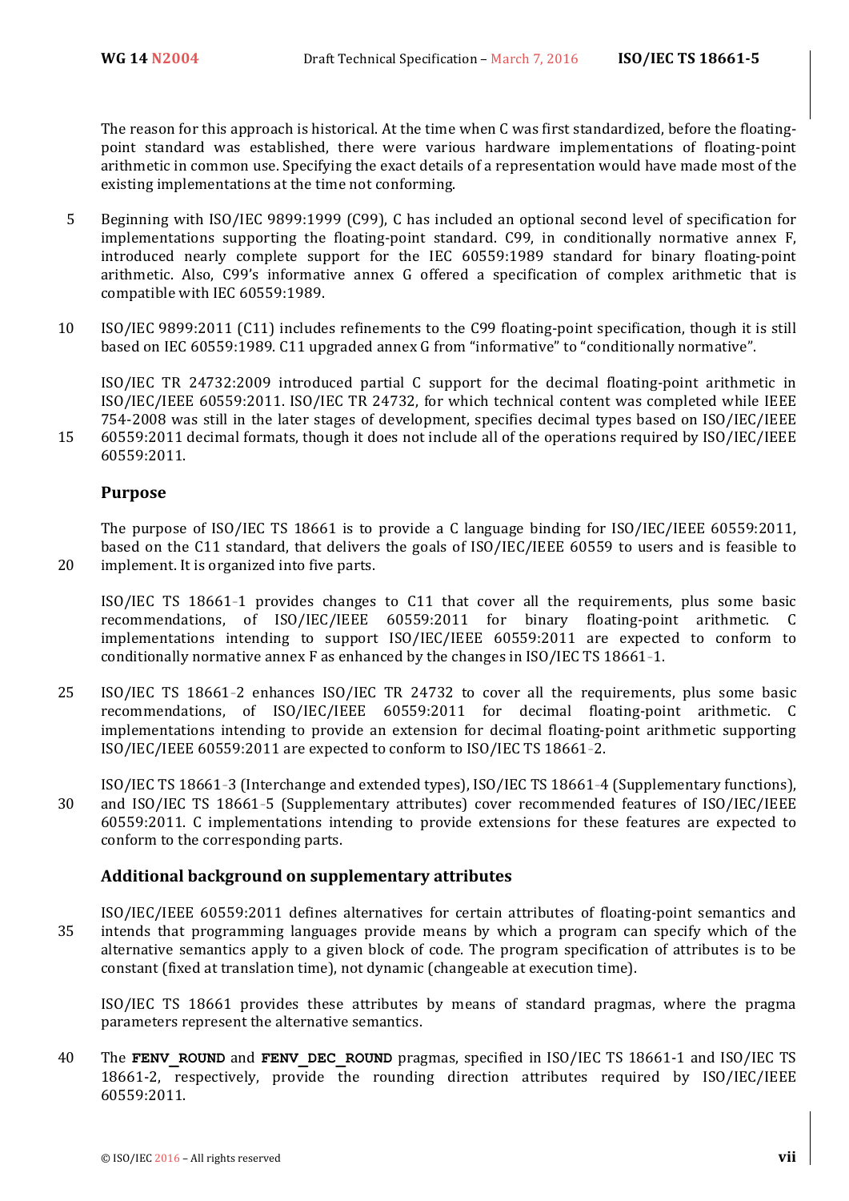The reason for this approach is historical. At the time when C was first standardized, before the floating-point standard was established, there were various hardware implementations of floating-point arithmetic in common use. Specifying the exact details of a representation would have made most of the existing implementations at the time not conforming.

Beginning with ISO/IEC 9899:1999 (C99), C has included an optional second level of specification for implementations supporting the floating-point standard. C99, in conditionally normative annex F, introduced nearly complete support for the IEC 60559:1989 standard for binary floating-point arithmetic. Also, C99's informative annex G offered a specification of complex arithmetic that is compatible with IEC 60559:1989.

ISO/IEC 9899:2011 (C11) includes refinements to the C99 floating-point specification, though it is still based on IEC 60559:1989. C11 upgraded annex G from "informative" to "conditionally normative".

ISO/IEC TR 24732:2009 introduced partial C support for the decimal floating-point arithmetic in ISO/IEC/IEEE 60559:2011. ISO/IEC TR 24732, for which technical content was completed while IEEE 754-2008 was still in the later stages of development, specifies decimal types based on ISO/IEC/IEEE 60559:2011 decimal formats, though it does not include all of the operations required by ISO/IEC/IEEE 60559:2011.

## Purpose

The purpose of ISO/IEC TS 18661 is to provide a C language binding for ISO/IEC/IEEE 60559:2011, based on the C11 standard, that delivers the goals of ISO/IEC/IEEE 60559 to users and is feasible to implement. It is organized into five parts.

ISO/IEC TS 18661-1 provides changes to C11 that cover all the requirements, plus some basic recommendations, of ISO/IEC/IEEE 60559:2011 for binary floating-point arithmetic. C implementations intending to support ISO/IEC/IEEE 60559:2011 are expected to conform to conditionally normative annex F as enhanced by the changes in ISO/IEC TS 18661-1.

ISO/IEC TS 18661-2 enhances ISO/IEC TR 24732 to cover all the requirements, plus some basic recommendations, of ISO/IEC/IEEE 60559:2011 for decimal floating-point arithmetic. C implementations intending to provide an extension for decimal floating-point arithmetic supporting ISO/IEC/IEEE 60559:2011 are expected to conform to ISO/IEC TS 18661-2.

ISO/IEC TS 18661-3 (Interchange and extended types), ISO/IEC TS 18661-4 (Supplementary functions), and ISO/IEC TS 18661-5 (Supplementary attributes) cover recommended features of ISO/IEC/IEEE 60559:2011. C implementations intending to provide extensions for these features are expected to conform to the corresponding parts.

## Additional background on supplementary attributes

ISO/IEC/IEEE 60559:2011 defines alternatives for certain attributes of floating-point semantics and intends that programming languages provide means by which a program can specify which of the alternative semantics apply to a given block of code. The program specification of attributes is to be constant (fixed at translation time), not dynamic (changeable at execution time).

ISO/IEC TS 18661 provides these attributes by means of standard pragmas, where the pragma parameters represent the alternative semantics.

The **FENV_ROUND** and **FENV_DEC_ROUND** pragmas, specified in ISO/IEC TS 18661-1 and ISO/IEC TS 18661-2, respectively, provide the rounding direction attributes required by ISO/IEC/IEEE 60559:2011.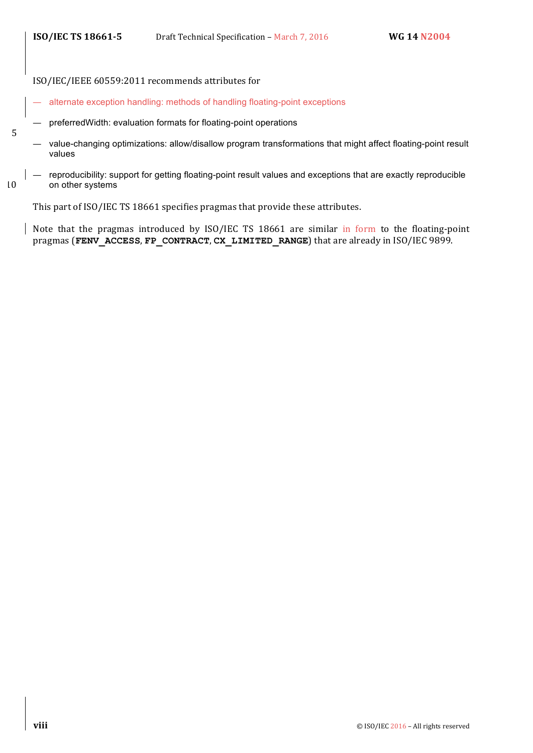ISO/IEC/IEEE 60559:2011 recommends attributes for

- alternate exception handling: methods of handling floating-point exceptions
- preferredWidth: evaluation formats for floating-point operations
- value-changing optimizations: allow/disallow program transformations that might affect floating-point result values
- reproducibility: support for getting floating-point result values and exceptions that are exactly reproducible on other systems

This part of ISO/IEC TS 18661 specifies pragmas that provide these attributes.

Note that the pragmas introduced by ISO/IEC TS 18661 are similar in form to the floating-point pragmas (**FENV_ACCESS**, **FP_CONTRACT**, **CX_LIMITED_RANGE**) that are already in ISO/IEC 9899.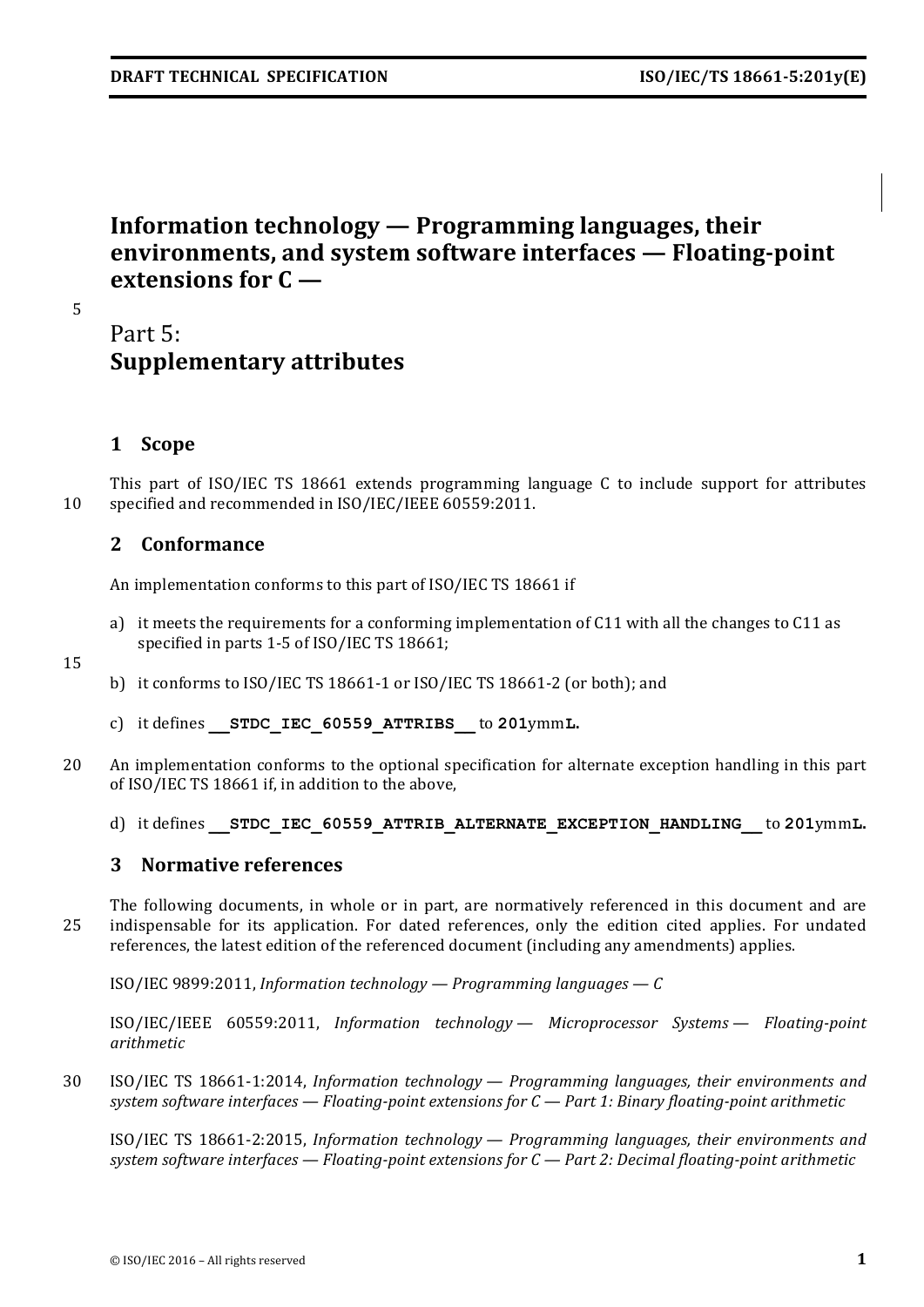# Information technology — Programming languages, their environments, and system software interfaces — Floating-point extensions for C —

# Part 5: **Supplementary attributes**

## 1 Scope

This part of ISO/IEC TS 18661 extends programming language C to include support for attributes specified and recommended in ISO/IEC/IEEE 60559:2011.

## 2 Conformance

An implementation conforms to this part of ISO/IEC TS 18661 if

a) it meets the requirements for a conforming implementation of C11 with all the changes to C11 as specified in parts 1-5 of ISO/IEC TS 18661;

b) it conforms to ISO/IEC TS 18661-1 or ISO/IEC TS 18661-2 (or both); and

c) it defines **`__STDC_IEC_60559_ATTRIBS__`** to **`201`**ymm**`L`**.

An implementation conforms to the optional specification for alternate exception handling in this part of ISO/IEC TS 18661 if, in addition to the above,

d) it defines **`__STDC_IEC_60559_ATTRIB_ALTERNATE_EXCEPTION_HANDLING__`** to **`201`**ymm**`L`**.

## 3 Normative references

The following documents, in whole or in part, are normatively referenced in this document and are indispensable for its application. For dated references, only the edition cited applies. For undated references, the latest edition of the referenced document (including any amendments) applies.

ISO/IEC 9899:2011, *Information technology — Programming languages — C*

ISO/IEC/IEEE 60559:2011, *Information technology — Microprocessor Systems — Floating-point arithmetic*

ISO/IEC TS 18661-1:2014, *Information technology — Programming languages, their environments and system software interfaces — Floating-point extensions for C — Part 1: Binary floating-point arithmetic*

ISO/IEC TS 18661-2:2015, *Information technology — Programming languages, their environments and system software interfaces — Floating-point extensions for C — Part 2: Decimal floating-point arithmetic*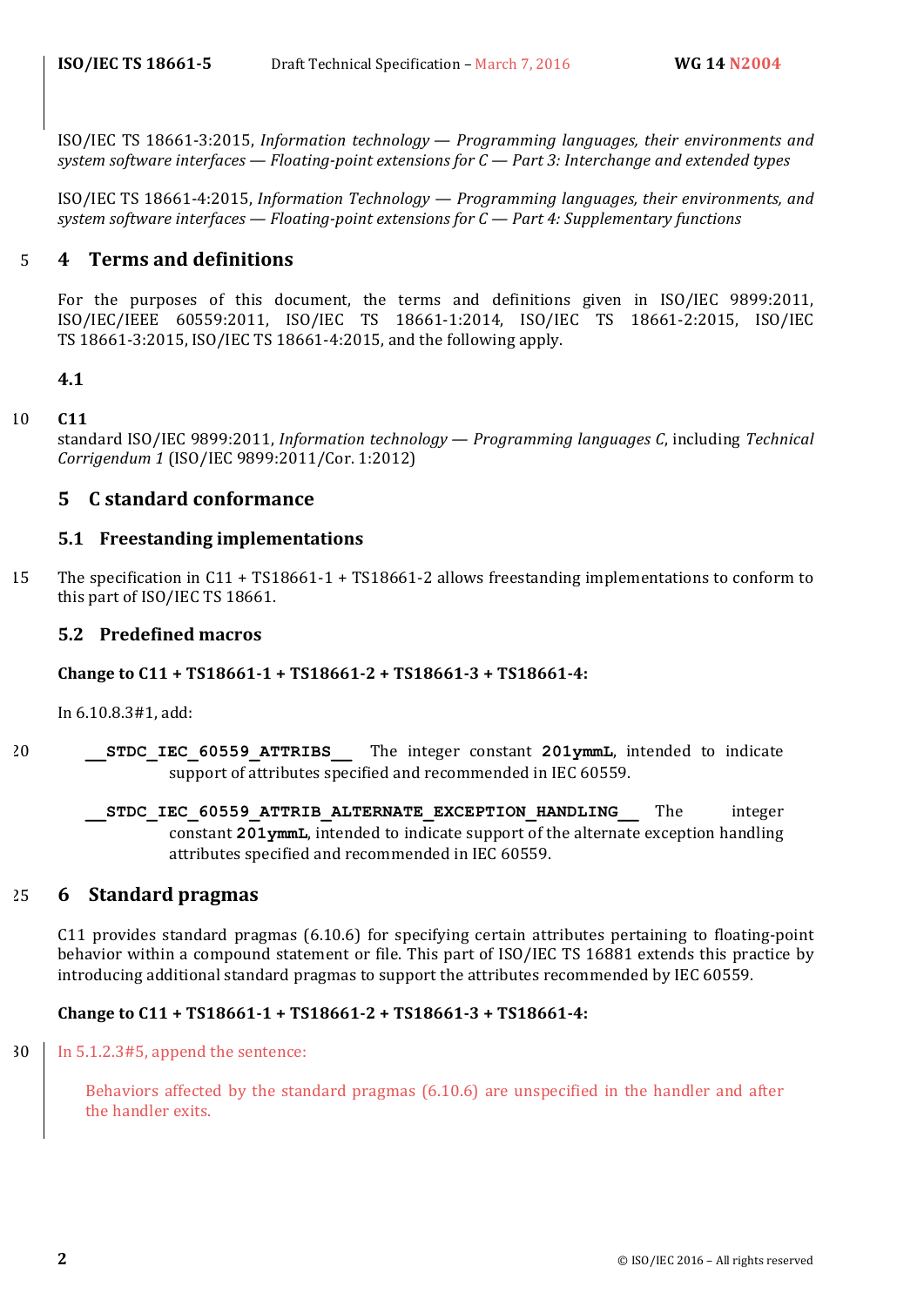ISO/IEC TS 18661-3:2015, *Information technology — Programming languages, their environments and system software interfaces — Floating-point extensions for C — Part 3: Interchange and extended types*

ISO/IEC TS 18661-4:2015, *Information Technology — Programming languages, their environments, and system software interfaces — Floating-point extensions for C — Part 4: Supplementary functions*

# 4 Terms and definitions

For the purposes of this document, the terms and definitions given in ISO/IEC 9899:2011, ISO/IEC/IEEE 60559:2011, ISO/IEC TS 18661-1:2014, ISO/IEC TS 18661-2:2015, ISO/IEC TS 18661-3:2015, ISO/IEC TS 18661-4:2015, and the following apply.

## 4.1

**C11**
standard ISO/IEC 9899:2011, *Information technology — Programming languages C*, including *Technical Corrigendum 1* (ISO/IEC 9899:2011/Cor. 1:2012)

# 5 C standard conformance

## 5.1 Freestanding implementations

The specification in C11 + TS18661-1 + TS18661-2 allows freestanding implementations to conform to this part of ISO/IEC TS 18661.

## 5.2 Predefined macros

**Change to C11 + TS18661-1 + TS18661-2 + TS18661-3 + TS18661-4:**

In 6.10.8.3#1, add:

> **`__STDC_IEC_60559_ATTRIBS__`** The integer constant **`201ymmL`**, intended to indicate support of attributes specified and recommended in IEC 60559.
>
> **`__STDC_IEC_60559_ATTRIB_ALTERNATE_EXCEPTION_HANDLING__`** The integer constant **`201ymmL`**, intended to indicate support of the alternate exception handling attributes specified and recommended in IEC 60559.

# 6 Standard pragmas

C11 provides standard pragmas (6.10.6) for specifying certain attributes pertaining to floating-point behavior within a compound statement or file. This part of ISO/IEC TS 16881 extends this practice by introducing additional standard pragmas to support the attributes recommended by IEC 60559.

**Change to C11 + TS18661-1 + TS18661-2 + TS18661-3 + TS18661-4:**

In 5.1.2.3#5, append the sentence:

> Behaviors affected by the standard pragmas (6.10.6) are unspecified in the handler and after the handler exits.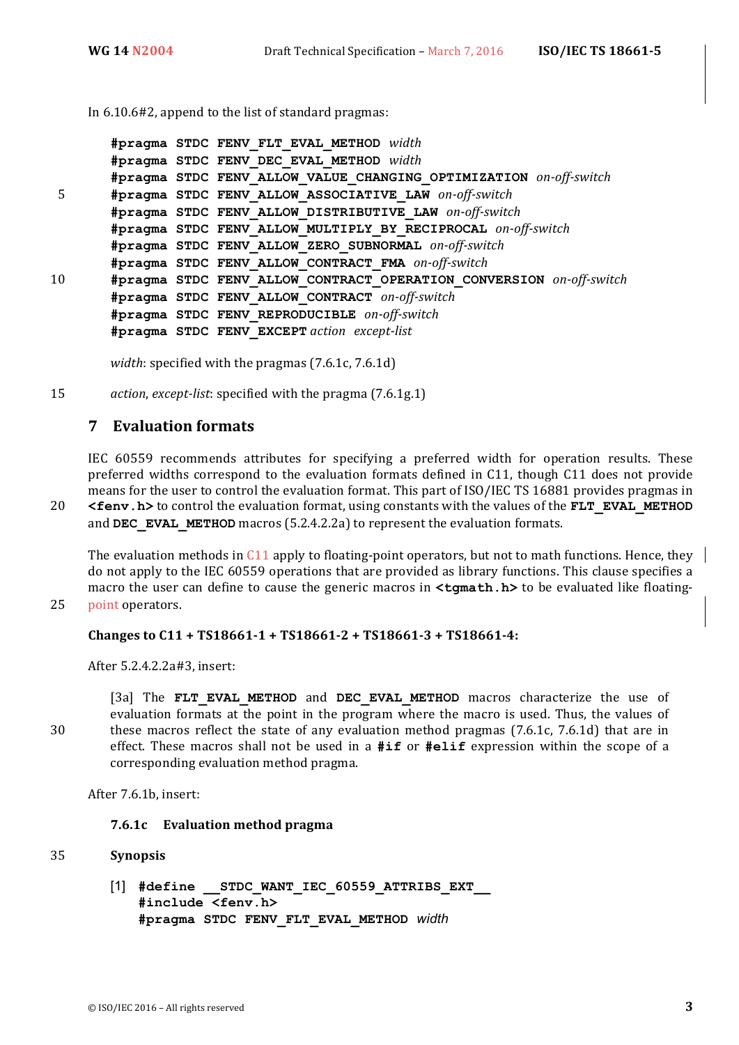In 6.10.6#2, append to the list of standard pragmas:

```
#pragma STDC FENV_FLT_EVAL_METHOD width
#pragma STDC FENV_DEC_EVAL_METHOD width
#pragma STDC FENV_ALLOW_VALUE_CHANGING_OPTIMIZATION on-off-switch
#pragma STDC FENV_ALLOW_ASSOCIATIVE_LAW on-off-switch
#pragma STDC FENV_ALLOW_DISTRIBUTIVE_LAW on-off-switch
#pragma STDC FENV_ALLOW_MULTIPLY_BY_RECIPROCAL on-off-switch
#pragma STDC FENV_ALLOW_ZERO_SUBNORMAL on-off-switch
#pragma STDC FENV_ALLOW_CONTRACT_FMA on-off-switch
#pragma STDC FENV_ALLOW_CONTRACT_OPERATION_CONVERSION on-off-switch
#pragma STDC FENV_ALLOW_CONTRACT on-off-switch
#pragma STDC FENV_REPRODUCIBLE on-off-switch
#pragma STDC FENV_EXCEPT action except-list
```

*width*: specified with the pragmas (7.6.1c, 7.6.1d)

*action*, *except-list*: specified with the pragma (7.6.1g.1)

## 7 Evaluation formats

IEC 60559 recommends attributes for specifying a preferred width for operation results. These preferred widths correspond to the evaluation formats defined in C11, though C11 does not provide means for the user to control the evaluation format. This part of ISO/IEC TS 16881 provides pragmas in **<fenv.h>** to control the evaluation format, using constants with the values of the **FLT_EVAL_METHOD** and **DEC_EVAL_METHOD** macros (5.2.4.2.2a) to represent the evaluation formats.

The evaluation methods in C11 apply to floating-point operators, but not to math functions. Hence, they do not apply to the IEC 60559 operations that are provided as library functions. This clause specifies a macro the user can define to cause the generic macros in **<tgmath.h>** to be evaluated like floating-point operators.

**Changes to C11 + TS18661-1 + TS18661-2 + TS18661-3 + TS18661-4:**

After 5.2.4.2.2a#3, insert:

[3a] The **FLT_EVAL_METHOD** and **DEC_EVAL_METHOD** macros characterize the use of evaluation formats at the point in the program where the macro is used. Thus, the values of these macros reflect the state of any evaluation method pragmas (7.6.1c, 7.6.1d) that are in effect. These macros shall not be used in a **#if** or **#elif** expression within the scope of a corresponding evaluation method pragma.

After 7.6.1b, insert:

### 7.6.1c Evaluation method pragma

**Synopsis**

[1]
```
#define __STDC_WANT_IEC_60559_ATTRIBS_EXT__
#include <fenv.h>
#pragma STDC FENV_FLT_EVAL_METHOD width
```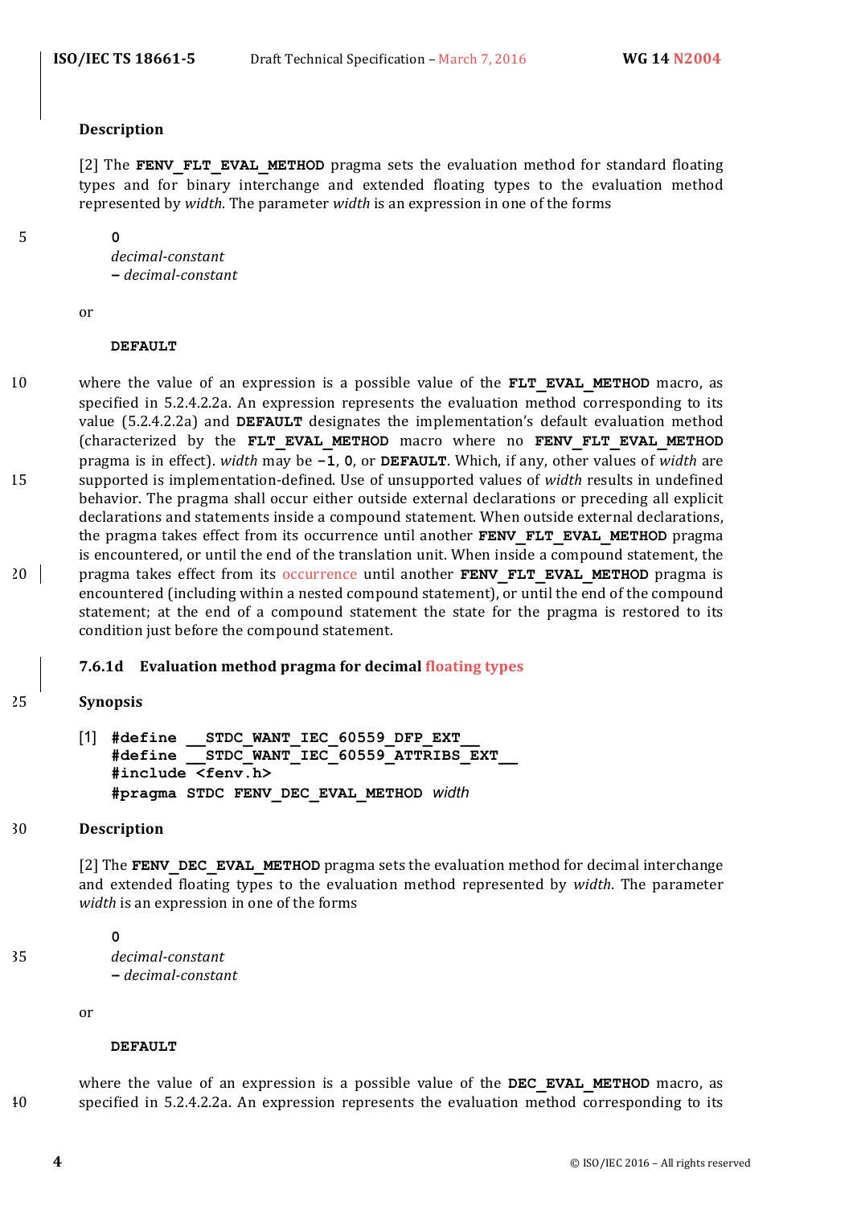**Description**

[2] The **FENV_FLT_EVAL_METHOD** pragma sets the evaluation method for standard floating types and for binary interchange and extended floating types to the evaluation method represented by *width*. The parameter *width* is an expression in one of the forms

> **0**
> *decimal-constant*
> **–** *decimal-constant*

or

> **DEFAULT**

where the value of an expression is a possible value of the **FLT_EVAL_METHOD** macro, as specified in 5.2.4.2.2a. An expression represents the evaluation method corresponding to its value (5.2.4.2.2a) and **DEFAULT** designates the implementation's default evaluation method (characterized by the **FLT_EVAL_METHOD** macro where no **FENV_FLT_EVAL_METHOD** pragma is in effect). *width* may be **-1**, **0**, or **DEFAULT**. Which, if any, other values of *width* are supported is implementation-defined. Use of unsupported values of *width* results in undefined behavior. The pragma shall occur either outside external declarations or preceding all explicit declarations and statements inside a compound statement. When outside external declarations, the pragma takes effect from its occurrence until another **FENV_FLT_EVAL_METHOD** pragma is encountered, or until the end of the translation unit. When inside a compound statement, the pragma takes effect from its occurrence until another **FENV_FLT_EVAL_METHOD** pragma is encountered (including within a nested compound statement), or until the end of the compound statement; at the end of a compound statement the state for the pragma is restored to its condition just before the compound statement.

### 7.6.1d Evaluation method pragma for decimal floating types

**Synopsis**

[1]
```
#define __STDC_WANT_IEC_60559_DFP_EXT__
#define __STDC_WANT_IEC_60559_ATTRIBS_EXT__
#include <fenv.h>
#pragma STDC FENV_DEC_EVAL_METHOD width
```

**Description**

[2] The **FENV_DEC_EVAL_METHOD** pragma sets the evaluation method for decimal interchange and extended floating types to the evaluation method represented by *width*. The parameter *width* is an expression in one of the forms

> **0**
> *decimal-constant*
> **–** *decimal-constant*

or

> **DEFAULT**

where the value of an expression is a possible value of the **DEC_EVAL_METHOD** macro, as specified in 5.2.4.2.2a. An expression represents the evaluation method corresponding to its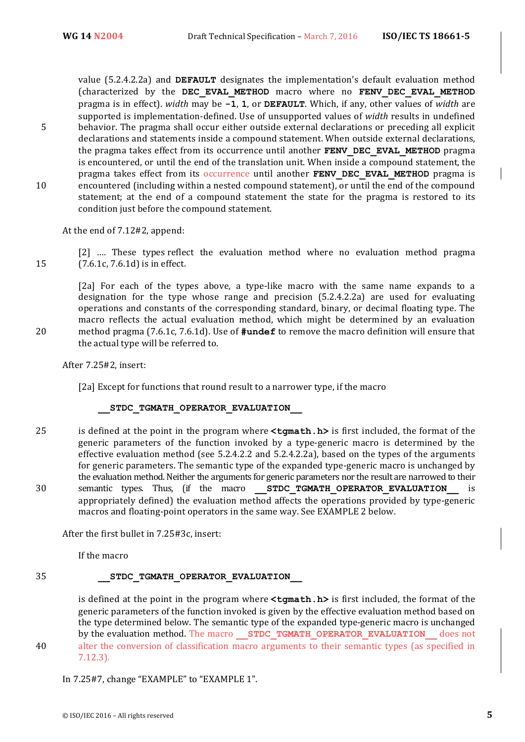value (5.2.4.2.2a) and **DEFAULT** designates the implementation's default evaluation method (characterized by the **DEC_EVAL_METHOD** macro where no **FENV_DEC_EVAL_METHOD** pragma is in effect). *width* may be **-1**, **1**, or **DEFAULT**. Which, if any, other values of *width* are supported is implementation-defined. Use of unsupported values of *width* results in undefined behavior. The pragma shall occur either outside external declarations or preceding all explicit declarations and statements inside a compound statement. When outside external declarations, the pragma takes effect from its occurrence until another **FENV_DEC_EVAL_METHOD** pragma is encountered, or until the end of the translation unit. When inside a compound statement, the pragma takes effect from its occurrence until another **FENV_DEC_EVAL_METHOD** pragma is encountered (including within a nested compound statement), or until the end of the compound statement; at the end of a compound statement the state for the pragma is restored to its condition just before the compound statement.

At the end of 7.12#2, append:

[2] …. These types reflect the evaluation method where no evaluation method pragma (7.6.1c, 7.6.1d) is in effect.

[2a] For each of the types above, a type-like macro with the same name expands to a designation for the type whose range and precision (5.2.4.2.2a) are used for evaluating operations and constants of the corresponding standard, binary, or decimal floating type. The macro reflects the actual evaluation method, which might be determined by an evaluation method pragma (7.6.1c, 7.6.1d). Use of **#undef** to remove the macro definition will ensure that the actual type will be referred to.

After 7.25#2, insert:

[2a] Except for functions that round result to a narrower type, if the macro

**__STDC_TGMATH_OPERATOR_EVALUATION__**

is defined at the point in the program where **<tgmath.h>** is first included, the format of the generic parameters of the function invoked by a type-generic macro is determined by the effective evaluation method (see 5.2.4.2.2 and 5.2.4.2.2a), based on the types of the arguments for generic parameters. The semantic type of the expanded type-generic macro is unchanged by the evaluation method. Neither the arguments for generic parameters nor the result are narrowed to their semantic types. Thus, (if the macro **__STDC_TGMATH_OPERATOR_EVALUATION__** is appropriately defined) the evaluation method affects the operations provided by type-generic macros and floating-point operators in the same way. See EXAMPLE 2 below.

After the first bullet in 7.25#3c, insert:

If the macro

**__STDC_TGMATH_OPERATOR_EVALUATION__**

is defined at the point in the program where **<tgmath.h>** is first included, the format of the generic parameters of the function invoked is given by the effective evaluation method based on the type determined below. The semantic type of the expanded type-generic macro is unchanged by the evaluation method. The macro **__STDC_TGMATH_OPERATOR_EVALUATION__** does not alter the conversion of classification macro arguments to their semantic types (as specified in 7.12.3).

In 7.25#7, change "EXAMPLE" to "EXAMPLE 1".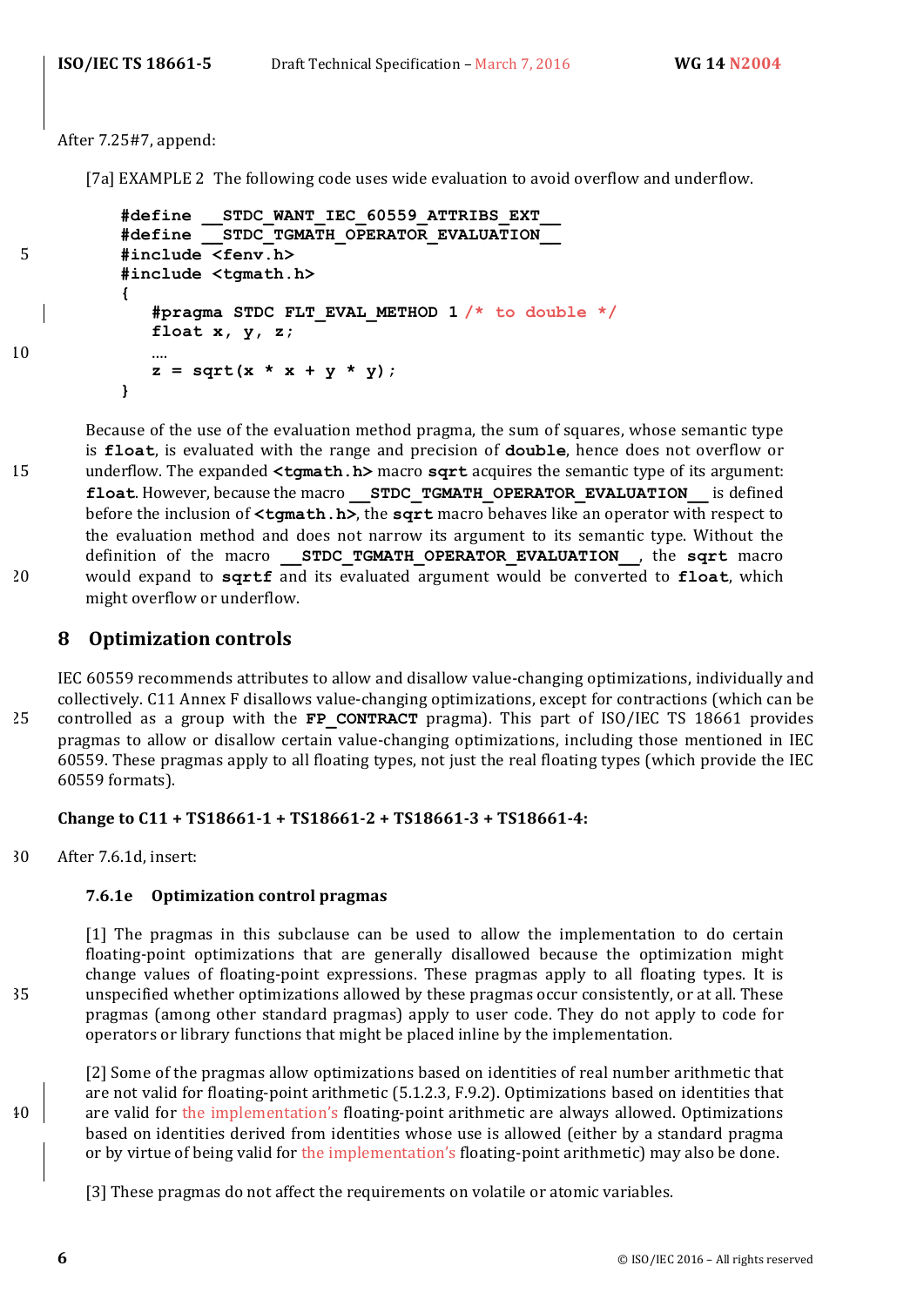After 7.25#7, append:

[7a] EXAMPLE 2 The following code uses wide evaluation to avoid overflow and underflow.

```
#define __STDC_WANT_IEC_60559_ATTRIBS_EXT__
#define __STDC_TGMATH_OPERATOR_EVALUATION__
#include <fenv.h>
#include <tgmath.h>
{
   #pragma STDC FLT_EVAL_METHOD 1 /* to double */
   float x, y, z;
   ....
   z = sqrt(x * x + y * y);
}
```

Because of the use of the evaluation method pragma, the sum of squares, whose semantic type is **float**, is evaluated with the range and precision of **double**, hence does not overflow or underflow. The expanded **<tgmath.h>** macro **sqrt** acquires the semantic type of its argument: **float**. However, because the macro **__STDC_TGMATH_OPERATOR_EVALUATION__** is defined before the inclusion of **<tgmath.h>**, the **sqrt** macro behaves like an operator with respect to the evaluation method and does not narrow its argument to its semantic type. Without the definition of the macro **__STDC_TGMATH_OPERATOR_EVALUATION__**, the **sqrt** macro would expand to **sqrtf** and its evaluated argument would be converted to **float**, which might overflow or underflow.

## 8 Optimization controls

IEC 60559 recommends attributes to allow and disallow value-changing optimizations, individually and collectively. C11 Annex F disallows value-changing optimizations, except for contractions (which can be controlled as a group with the **FP_CONTRACT** pragma). This part of ISO/IEC TS 18661 provides pragmas to allow or disallow certain value-changing optimizations, including those mentioned in IEC 60559. These pragmas apply to all floating types, not just the real floating types (which provide the IEC 60559 formats).

**Change to C11 + TS18661-1 + TS18661-2 + TS18661-3 + TS18661-4:**

After 7.6.1d, insert:

### 7.6.1e Optimization control pragmas

[1] The pragmas in this subclause can be used to allow the implementation to do certain floating-point optimizations that are generally disallowed because the optimization might change values of floating-point expressions. These pragmas apply to all floating types. It is unspecified whether optimizations allowed by these pragmas occur consistently, or at all. These pragmas (among other standard pragmas) apply to user code. They do not apply to code for operators or library functions that might be placed inline by the implementation.

[2] Some of the pragmas allow optimizations based on identities of real number arithmetic that are not valid for floating-point arithmetic (5.1.2.3, F.9.2). Optimizations based on identities that are valid for the implementation's floating-point arithmetic are always allowed. Optimizations based on identities derived from identities whose use is allowed (either by a standard pragma or by virtue of being valid for the implementation's floating-point arithmetic) may also be done.

[3] These pragmas do not affect the requirements on volatile or atomic variables.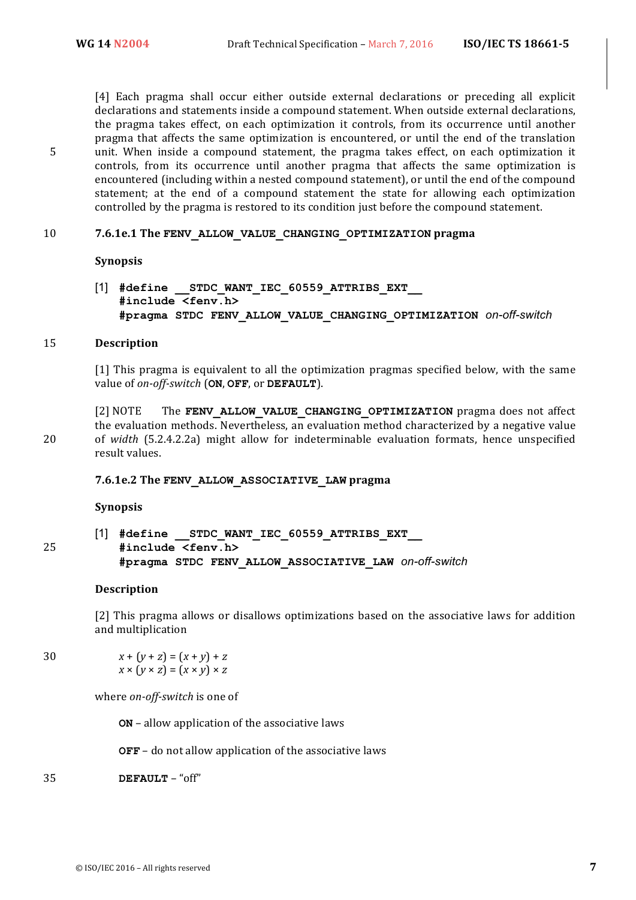[4] Each pragma shall occur either outside external declarations or preceding all explicit declarations and statements inside a compound statement. When outside external declarations, the pragma takes effect, on each optimization it controls, from its occurrence until another pragma that affects the same optimization is encountered, or until the end of the translation unit. When inside a compound statement, the pragma takes effect, on each optimization it controls, from its occurrence until another pragma that affects the same optimization is encountered (including within a nested compound statement), or until the end of the compound statement; at the end of a compound statement the state for allowing each optimization controlled by the pragma is restored to its condition just before the compound statement.

### 7.6.1e.1 The `FENV_ALLOW_VALUE_CHANGING_OPTIMIZATION` pragma

**Synopsis**

[1]
```
#define __STDC_WANT_IEC_60559_ATTRIBS_EXT__
#include <fenv.h>
#pragma STDC FENV_ALLOW_VALUE_CHANGING_OPTIMIZATION on-off-switch
```

**Description**

[1] This pragma is equivalent to all the optimization pragmas specified below, with the same value of *on-off-switch* (**ON**, **OFF**, or **DEFAULT**).

[2] NOTE The **FENV_ALLOW_VALUE_CHANGING_OPTIMIZATION** pragma does not affect the evaluation methods. Nevertheless, an evaluation method characterized by a negative value of *width* (5.2.4.2.2a) might allow for indeterminable evaluation formats, hence unspecified result values.

### 7.6.1e.2 The `FENV_ALLOW_ASSOCIATIVE_LAW` pragma

**Synopsis**

[1]
```
#define __STDC_WANT_IEC_60559_ATTRIBS_EXT__
#include <fenv.h>
#pragma STDC FENV_ALLOW_ASSOCIATIVE_LAW on-off-switch
```

**Description**

[2] This pragma allows or disallows optimizations based on the associative laws for addition and multiplication

$$x + (y + z) = (x + y) + z$$
$$x \times (y \times z) = (x \times y) \times z$$

where *on-off-switch* is one of

**ON** – allow application of the associative laws

**OFF** – do not allow application of the associative laws

**DEFAULT** – "off"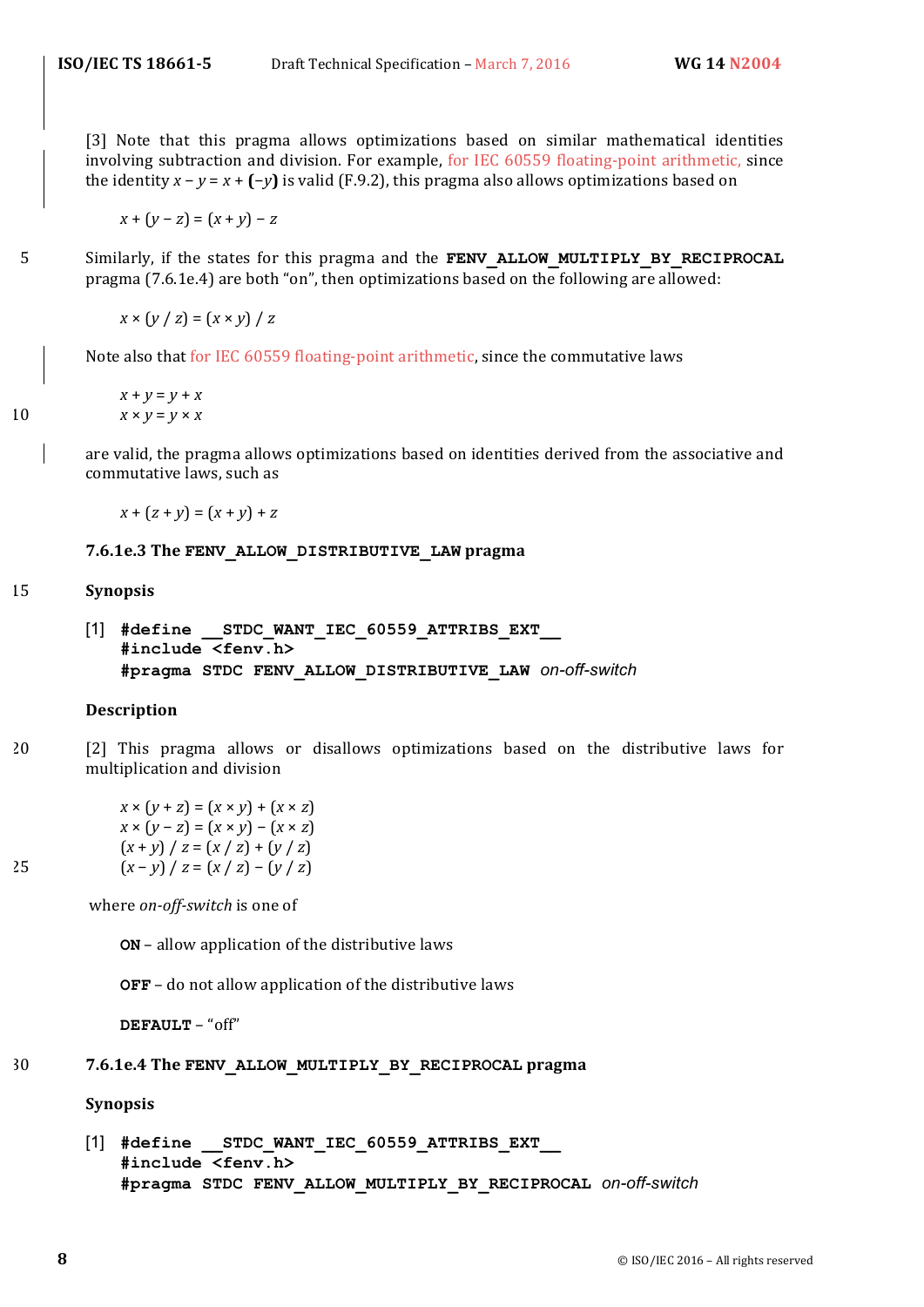[3] Note that this pragma allows optimizations based on similar mathematical identities involving subtraction and division. For example, for IEC 60559 floating-point arithmetic, since the identity $x - y = x + (-y)$ is valid (F.9.2), this pragma also allows optimizations based on

$$x + (y - z) = (x + y) - z$$

Similarly, if the states for this pragma and the **FENV_ALLOW_MULTIPLY_BY_RECIPROCAL** pragma (7.6.1e.4) are both "on", then optimizations based on the following are allowed:

$$x \times (y / z) = (x \times y) / z$$

Note also that for IEC 60559 floating-point arithmetic, since the commutative laws

$$x + y = y + x$$
$$x \times y = y \times x$$

are valid, the pragma allows optimizations based on identities derived from the associative and commutative laws, such as

$$x + (z + y) = (x + y) + z$$

### 7.6.1e.3 The FENV_ALLOW_DISTRIBUTIVE_LAW pragma

**Synopsis**

[1]
```
#define __STDC_WANT_IEC_60559_ATTRIBS_EXT__
#include <fenv.h>
#pragma STDC FENV_ALLOW_DISTRIBUTIVE_LAW on-off-switch
```

**Description**

[2] This pragma allows or disallows optimizations based on the distributive laws for multiplication and division

$$x \times (y + z) = (x \times y) + (x \times z)$$
$$x \times (y - z) = (x \times y) - (x \times z)$$
$$(x + y) / z = (x / z) + (y / z)$$
$$(x - y) / z = (x / z) - (y / z)$$

where *on-off-switch* is one of

**ON** – allow application of the distributive laws

**OFF** – do not allow application of the distributive laws

**DEFAULT** – "off"

### 7.6.1e.4 The FENV_ALLOW_MULTIPLY_BY_RECIPROCAL pragma

**Synopsis**

[1]
```
#define __STDC_WANT_IEC_60559_ATTRIBS_EXT__
#include <fenv.h>
#pragma STDC FENV_ALLOW_MULTIPLY_BY_RECIPROCAL on-off-switch
```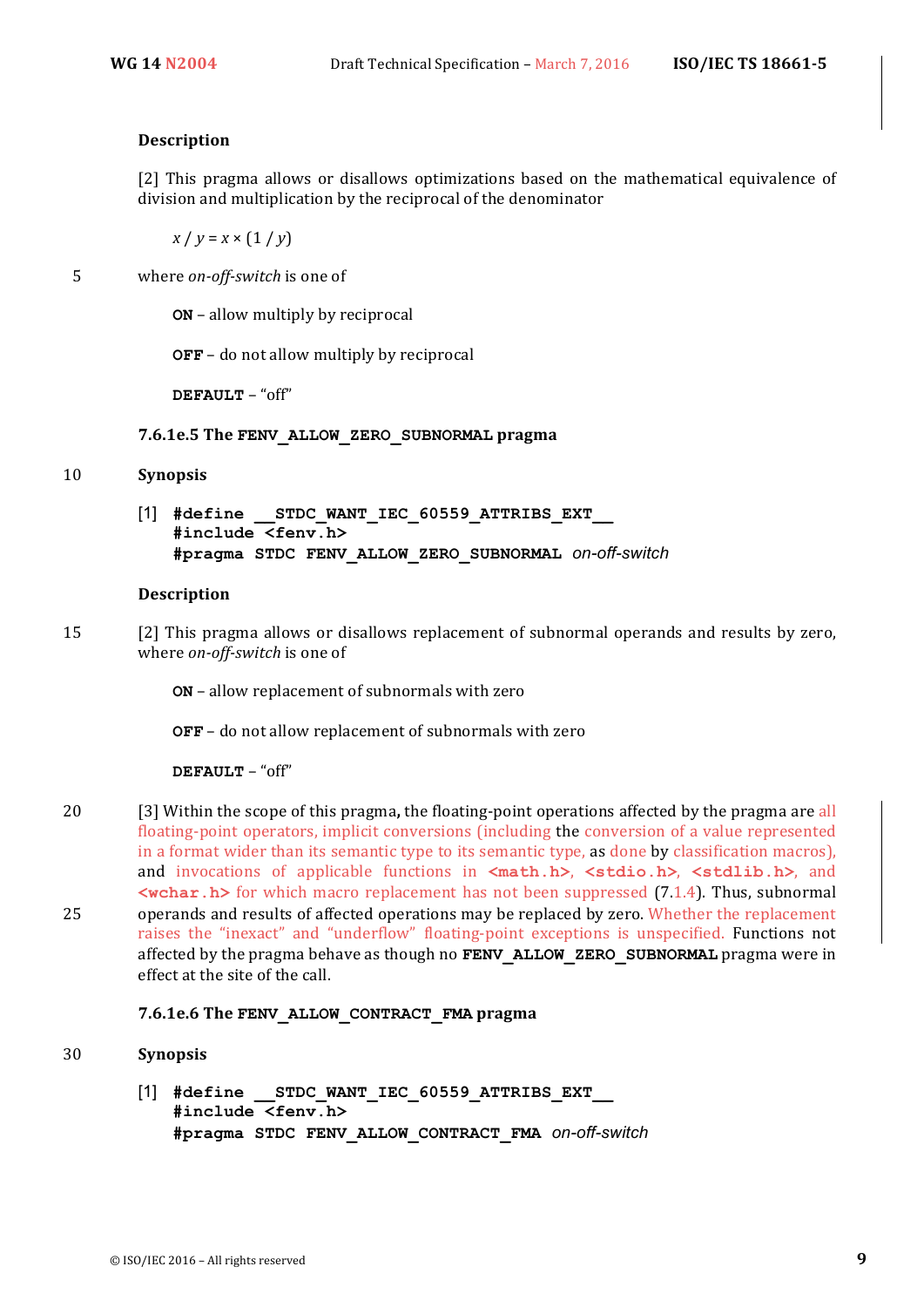**Description**

[2] This pragma allows or disallows optimizations based on the mathematical equivalence of division and multiplication by the reciprocal of the denominator

$x / y = x \times (1 / y)$

where *on-off-switch* is one of

**`ON`** – allow multiply by reciprocal

**`OFF`** – do not allow multiply by reciprocal

**`DEFAULT`** – "off"

### 7.6.1e.5 The `FENV_ALLOW_ZERO_SUBNORMAL` pragma

**Synopsis**

[1]
```
#define __STDC_WANT_IEC_60559_ATTRIBS_EXT__
#include <fenv.h>
#pragma STDC FENV_ALLOW_ZERO_SUBNORMAL on-off-switch
```

**Description**

[2] This pragma allows or disallows replacement of subnormal operands and results by zero, where *on-off-switch* is one of

**`ON`** – allow replacement of subnormals with zero

**`OFF`** – do not allow replacement of subnormals with zero

**`DEFAULT`** – "off"

[3] Within the scope of this pragma**,** the floating-point operations affected by the pragma are all floating-point operators, implicit conversions (including the conversion of a value represented in a format wider than its semantic type to its semantic type, as done by classification macros), and invocations of applicable functions in **`<math.h>`**, **`<stdio.h>`**, **`<stdlib.h>`**, and **`<wchar.h>`** for which macro replacement has not been suppressed (7.1.4). Thus, subnormal operands and results of affected operations may be replaced by zero. Whether the replacement raises the "inexact" and "underflow" floating-point exceptions is unspecified. Functions not affected by the pragma behave as though no **`FENV_ALLOW_ZERO_SUBNORMAL`** pragma were in effect at the site of the call.

### 7.6.1e.6 The `FENV_ALLOW_CONTRACT_FMA` pragma

**Synopsis**

[1]
```
#define __STDC_WANT_IEC_60559_ATTRIBS_EXT__
#include <fenv.h>
#pragma STDC FENV_ALLOW_CONTRACT_FMA on-off-switch
```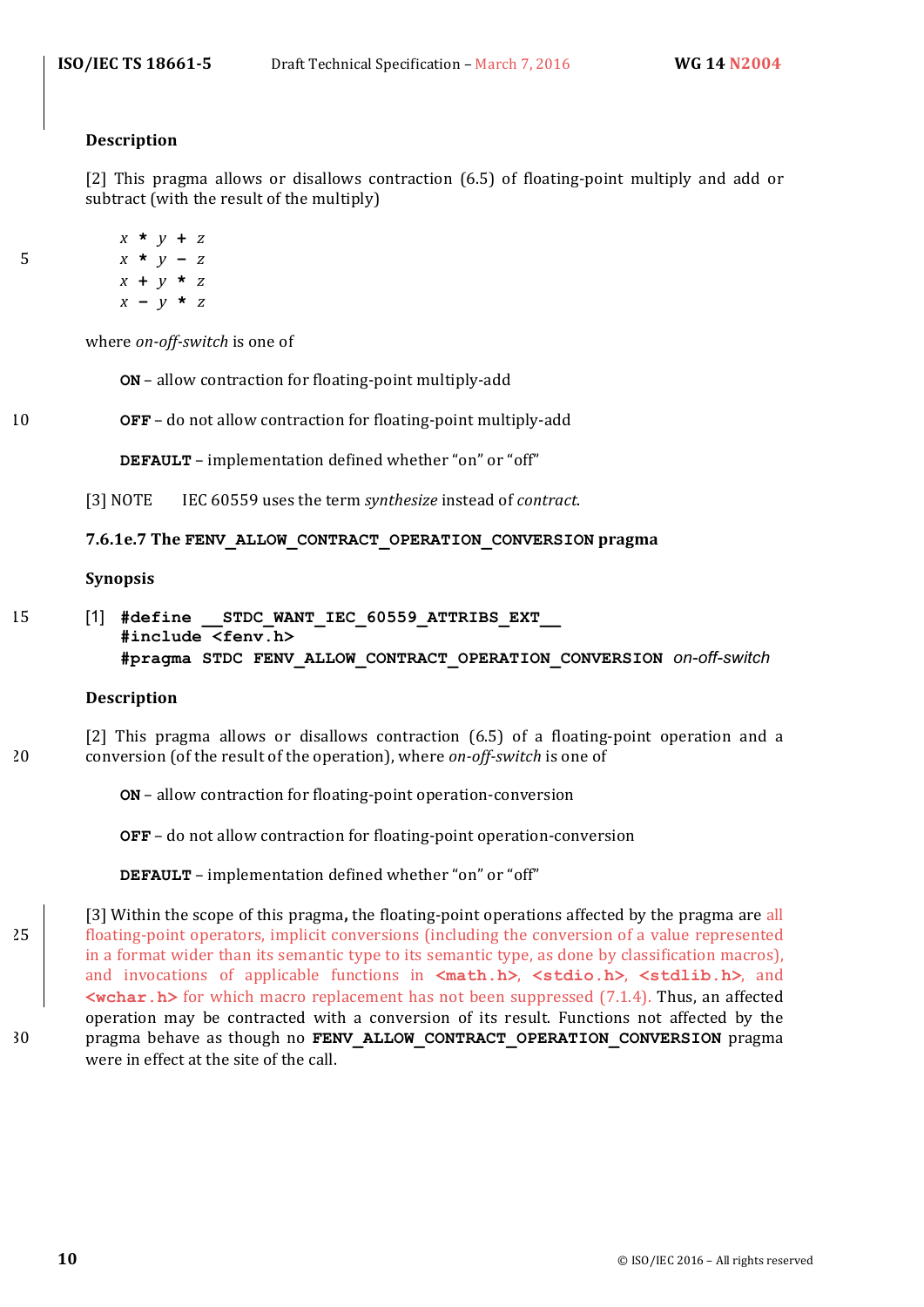**Description**

[2] This pragma allows or disallows contraction (6.5) of floating-point multiply and add or subtract (with the result of the multiply)

```
x * y + z
x * y - z
x + y * z
x - y * z
```

where *on-off-switch* is one of

**ON** – allow contraction for floating-point multiply-add

**OFF** – do not allow contraction for floating-point multiply-add

**DEFAULT** – implementation defined whether “on” or “off”

[3] NOTE IEC 60559 uses the term *synthesize* instead of *contract*.

### 7.6.1e.7 The FENV_ALLOW_CONTRACT_OPERATION_CONVERSION pragma

**Synopsis**

[1]
```
#define __STDC_WANT_IEC_60559_ATTRIBS_EXT__
#include <fenv.h>
#pragma STDC FENV_ALLOW_CONTRACT_OPERATION_CONVERSION on-off-switch
```

**Description**

[2] This pragma allows or disallows contraction (6.5) of a floating-point operation and a conversion (of the result of the operation), where *on-off-switch* is one of

**ON** – allow contraction for floating-point operation-conversion

**OFF** – do not allow contraction for floating-point operation-conversion

**DEFAULT** – implementation defined whether “on” or “off”

[3] Within the scope of this pragma**,** the floating-point operations affected by the pragma are all floating-point operators, implicit conversions (including the conversion of a value represented in a format wider than its semantic type to its semantic type, as done by classification macros), and invocations of applicable functions in **<math.h>**, **<stdio.h>**, **<stdlib.h>**, and **<wchar.h>** for which macro replacement has not been suppressed (7.1.4). Thus, an affected operation may be contracted with a conversion of its result. Functions not affected by the pragma behave as though no **FENV_ALLOW_CONTRACT_OPERATION_CONVERSION** pragma were in effect at the site of the call.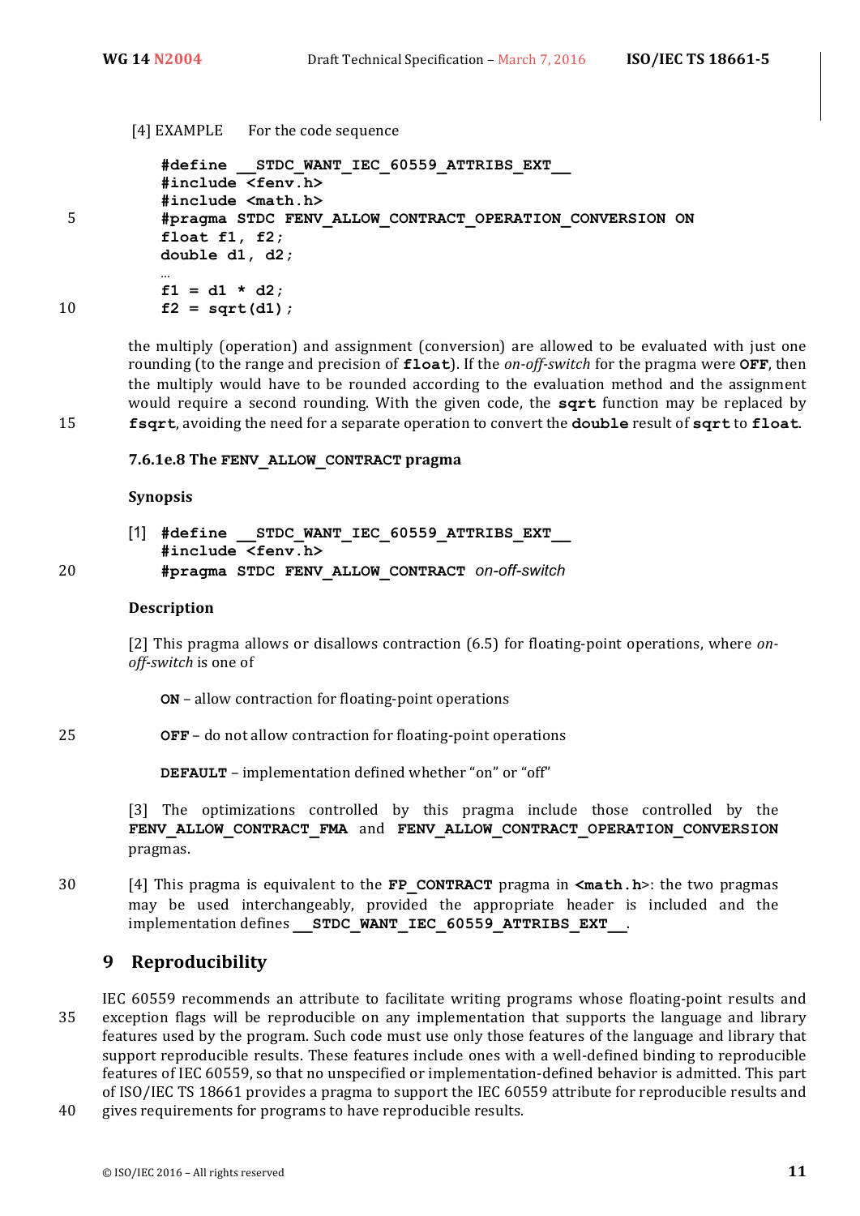[4] EXAMPLE For the code sequence

```
#define __STDC_WANT_IEC_60559_ATTRIBS_EXT__
#include <fenv.h>
#include <math.h>
#pragma STDC FENV_ALLOW_CONTRACT_OPERATION_CONVERSION ON
float f1, f2;
double d1, d2;
…
f1 = d1 * d2;
f2 = sqrt(d1);
```

the multiply (operation) and assignment (conversion) are allowed to be evaluated with just one rounding (to the range and precision of **float**). If the *on-off-switch* for the pragma were **OFF**, then the multiply would have to be rounded according to the evaluation method and the assignment would require a second rounding. With the given code, the **sqrt** function may be replaced by **fsqrt**, avoiding the need for a separate operation to convert the **double** result of **sqrt** to **float**.

#### 7.6.1e.8 The FENV_ALLOW_CONTRACT pragma

**Synopsis**

[1]
```
#define __STDC_WANT_IEC_60559_ATTRIBS_EXT__
#include <fenv.h>
#pragma STDC FENV_ALLOW_CONTRACT on-off-switch
```

**Description**

[2] This pragma allows or disallows contraction (6.5) for floating-point operations, where *on-off-switch* is one of

**ON** – allow contraction for floating-point operations

**OFF** – do not allow contraction for floating-point operations

**DEFAULT** – implementation defined whether "on" or "off"

[3] The optimizations controlled by this pragma include those controlled by the **FENV_ALLOW_CONTRACT_FMA** and **FENV_ALLOW_CONTRACT_OPERATION_CONVERSION** pragmas.

[4] This pragma is equivalent to the **FP_CONTRACT** pragma in **<math.h>**: the two pragmas may be used interchangeably, provided the appropriate header is included and the implementation defines **__STDC_WANT_IEC_60559_ATTRIBS_EXT__**.

## 9 Reproducibility

IEC 60559 recommends an attribute to facilitate writing programs whose floating-point results and exception flags will be reproducible on any implementation that supports the language and library features used by the program. Such code must use only those features of the language and library that support reproducible results. These features include ones with a well-defined binding to reproducible features of IEC 60559, so that no unspecified or implementation-defined behavior is admitted. This part of ISO/IEC TS 18661 provides a pragma to support the IEC 60559 attribute for reproducible results and gives requirements for programs to have reproducible results.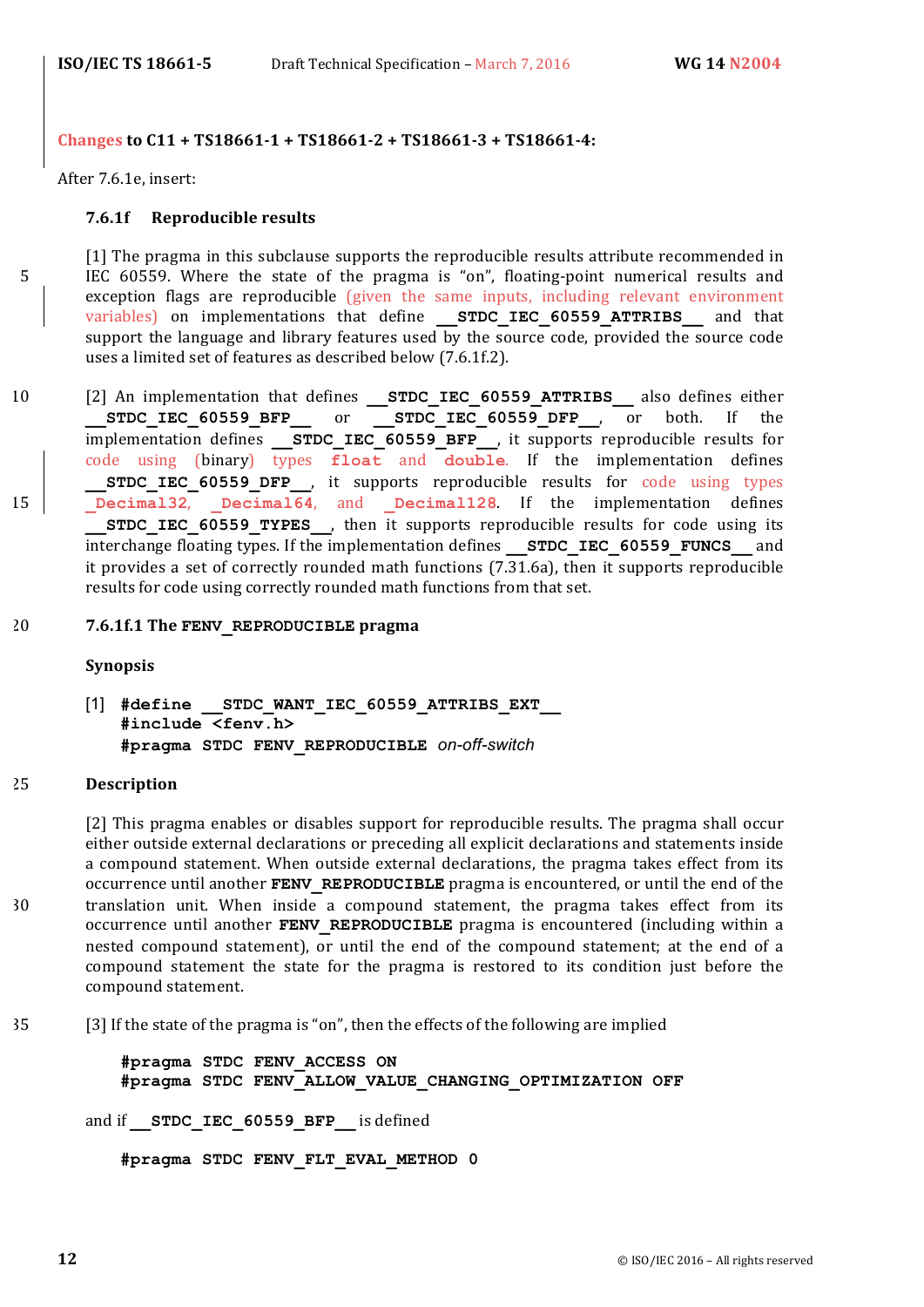**Changes to C11 + TS18661-1 + TS18661-2 + TS18661-3 + TS18661-4:**

After 7.6.1e, insert:

### 7.6.1f Reproducible results

[1] The pragma in this subclause supports the reproducible results attribute recommended in IEC 60559. Where the state of the pragma is "on", floating-point numerical results and exception flags are reproducible (given the same inputs, including relevant environment variables) on implementations that define **`__STDC_IEC_60559_ATTRIBS__`** and that support the language and library features used by the source code, provided the source code uses a limited set of features as described below (7.6.1f.2).

[2] An implementation that defines **`__STDC_IEC_60559_ATTRIBS__`** also defines either **`__STDC_IEC_60559_BFP__`** or **`__STDC_IEC_60559_DFP__`**, or both. If the implementation defines **`__STDC_IEC_60559_BFP__`**, it supports reproducible results for code using (binary) types **`float`** and **`double`**. If the implementation defines **`__STDC_IEC_60559_DFP__`**, it supports reproducible results for code using types **`_Decimal32`**, **`_Decimal64`**, and **`_Decimal128`**. If the implementation defines **`__STDC_IEC_60559_TYPES__`**, then it supports reproducible results for code using its interchange floating types. If the implementation defines **`__STDC_IEC_60559_FUNCS__`** and it provides a set of correctly rounded math functions (7.31.6a), then it supports reproducible results for code using correctly rounded math functions from that set.

#### 7.6.1f.1 The FENV_REPRODUCIBLE pragma

**Synopsis**

[1]
```
#define __STDC_WANT_IEC_60559_ATTRIBS_EXT__
#include <fenv.h>
#pragma STDC FENV_REPRODUCIBLE on-off-switch
```

**Description**

[2] This pragma enables or disables support for reproducible results. The pragma shall occur either outside external declarations or preceding all explicit declarations and statements inside a compound statement. When outside external declarations, the pragma takes effect from its occurrence until another **`FENV_REPRODUCIBLE`** pragma is encountered, or until the end of the translation unit. When inside a compound statement, the pragma takes effect from its occurrence until another **`FENV_REPRODUCIBLE`** pragma is encountered (including within a nested compound statement), or until the end of the compound statement; at the end of a compound statement the state for the pragma is restored to its condition just before the compound statement.

[3] If the state of the pragma is "on", then the effects of the following are implied

```
#pragma STDC FENV_ACCESS ON
#pragma STDC FENV_ALLOW_VALUE_CHANGING_OPTIMIZATION OFF
```

and if **`__STDC_IEC_60559_BFP__`** is defined

```
#pragma STDC FENV_FLT_EVAL_METHOD 0
```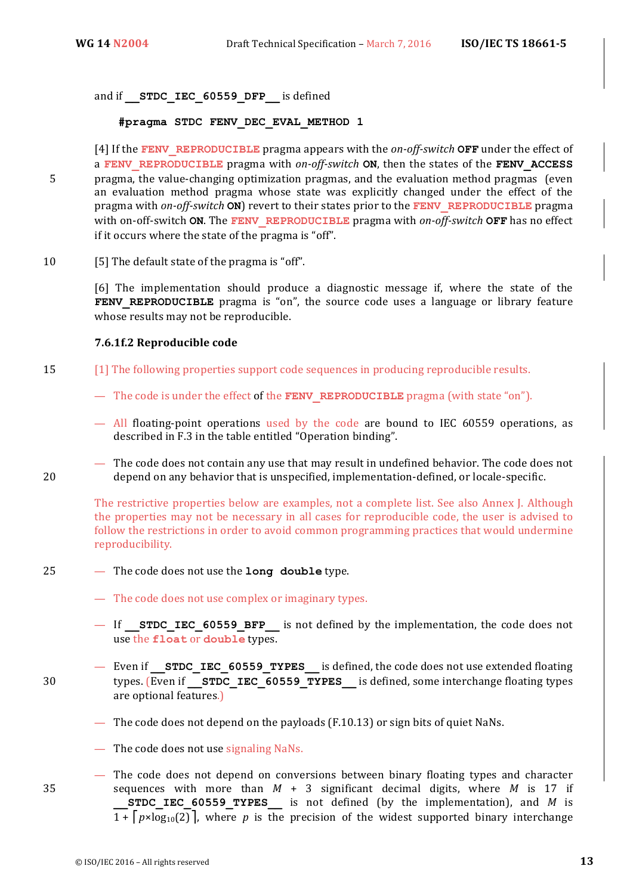and if `__STDC_IEC_60559_DFP__` is defined

```
#pragma STDC FENV_DEC_EVAL_METHOD 1
```

[4] If the `FENV_REPRODUCIBLE` pragma appears with the *on-off-switch* `OFF` under the effect of a `FENV_REPRODUCIBLE` pragma with *on-off-switch* `ON`, then the states of the `FENV_ACCESS` pragma, the value-changing optimization pragmas, and the evaluation method pragmas (even an evaluation method pragma whose state was explicitly changed under the effect of the pragma with *on-off-switch* `ON`) revert to their states prior to the `FENV_REPRODUCIBLE` pragma with on-off-switch `ON`. The `FENV_REPRODUCIBLE` pragma with *on-off-switch* `OFF` has no effect if it occurs where the state of the pragma is "off".

[5] The default state of the pragma is "off".

[6] The implementation should produce a diagnostic message if, where the state of the `FENV_REPRODUCIBLE` pragma is "on", the source code uses a language or library feature whose results may not be reproducible.

#### 7.6.1f.2 Reproducible code

[1] The following properties support code sequences in producing reproducible results.

— The code is under the effect of the `FENV_REPRODUCIBLE` pragma (with state "on").

— All floating-point operations used by the code are bound to IEC 60559 operations, as described in F.3 in the table entitled "Operation binding".

— The code does not contain any use that may result in undefined behavior. The code does not depend on any behavior that is unspecified, implementation-defined, or locale-specific.

The restrictive properties below are examples, not a complete list. See also Annex J. Although the properties may not be necessary in all cases for reproducible code, the user is advised to follow the restrictions in order to avoid common programming practices that would undermine reproducibility.

— The code does not use the `long double` type.

— The code does not use complex or imaginary types.

— If `__STDC_IEC_60559_BFP__` is not defined by the implementation, the code does not use the `float` or `double` types.

— Even if `__STDC_IEC_60559_TYPES__` is defined, the code does not use extended floating types. (Even if `__STDC_IEC_60559_TYPES__` is defined, some interchange floating types are optional features.)

— The code does not depend on the payloads (F.10.13) or sign bits of quiet NaNs.

— The code does not use signaling NaNs.

— The code does not depend on conversions between binary floating types and character sequences with more than $M + 3$ significant decimal digits, where $M$ is 17 if `__STDC_IEC_60559_TYPES__` is not defined (by the implementation), and $M$ is $1 + \lceil p \times \log_{10}(2) \rceil$, where $p$ is the precision of the widest supported binary interchange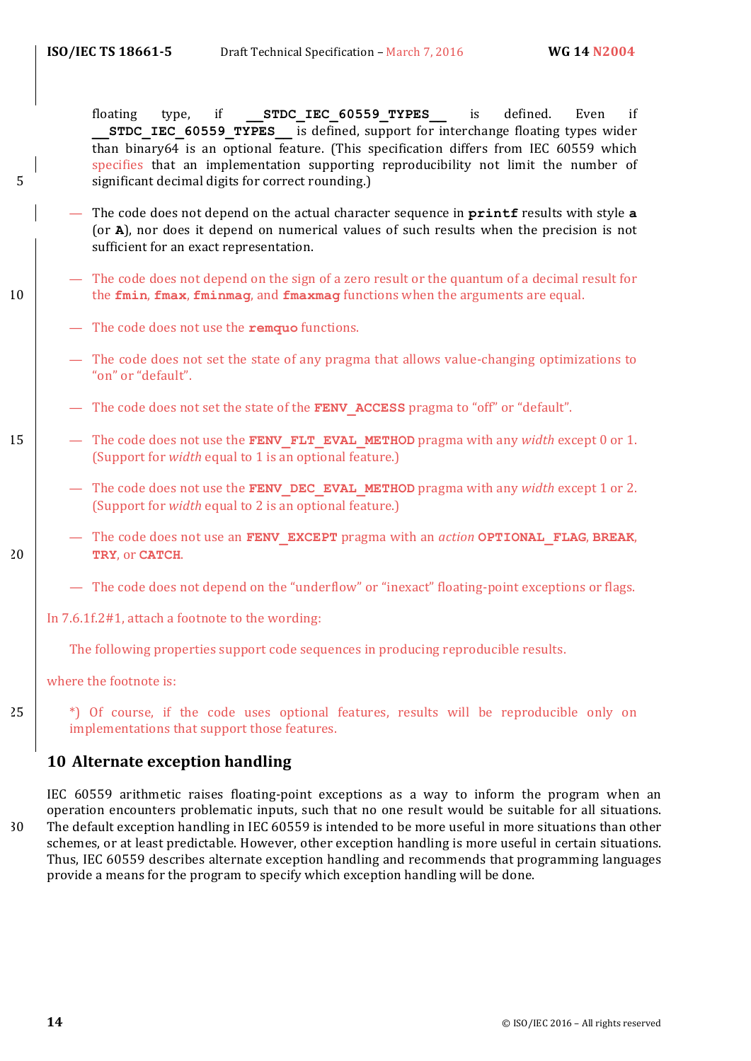floating type, if **`__STDC_IEC_60559_TYPES__`** is defined. Even if **`__STDC_IEC_60559_TYPES__`** is defined, support for interchange floating types wider than binary64 is an optional feature. (This specification differs from IEC 60559 which specifies that an implementation supporting reproducibility not limit the number of significant decimal digits for correct rounding.)

— The code does not depend on the actual character sequence in **`printf`** results with style **`a`** (or **`A`**), nor does it depend on numerical values of such results when the precision is not sufficient for an exact representation.

— The code does not depend on the sign of a zero result or the quantum of a decimal result for the **`fmin`**, **`fmax`**, **`fminmag`**, and **`fmaxmag`** functions when the arguments are equal.

— The code does not use the **`remquo`** functions.

— The code does not set the state of any pragma that allows value-changing optimizations to "on" or "default".

— The code does not set the state of the **`FENV_ACCESS`** pragma to "off" or "default".

— The code does not use the **`FENV_FLT_EVAL_METHOD`** pragma with any *width* except 0 or 1. (Support for *width* equal to 1 is an optional feature.)

— The code does not use the **`FENV_DEC_EVAL_METHOD`** pragma with any *width* except 1 or 2. (Support for *width* equal to 2 is an optional feature.)

— The code does not use an **`FENV_EXCEPT`** pragma with an *action* **`OPTIONAL_FLAG`**, **`BREAK`**, **`TRY`**, or **`CATCH`**.

— The code does not depend on the "underflow" or "inexact" floating-point exceptions or flags.

In 7.6.1f.2#1, attach a footnote to the wording:

> The following properties support code sequences in producing reproducible results.

where the footnote is:

> *) Of course, if the code uses optional features, results will be reproducible only on implementations that support those features.

## 10 Alternate exception handling

IEC 60559 arithmetic raises floating-point exceptions as a way to inform the program when an operation encounters problematic inputs, such that no one result would be suitable for all situations. The default exception handling in IEC 60559 is intended to be more useful in more situations than other schemes, or at least predictable. However, other exception handling is more useful in certain situations. Thus, IEC 60559 describes alternate exception handling and recommends that programming languages provide a means for the program to specify which exception handling will be done.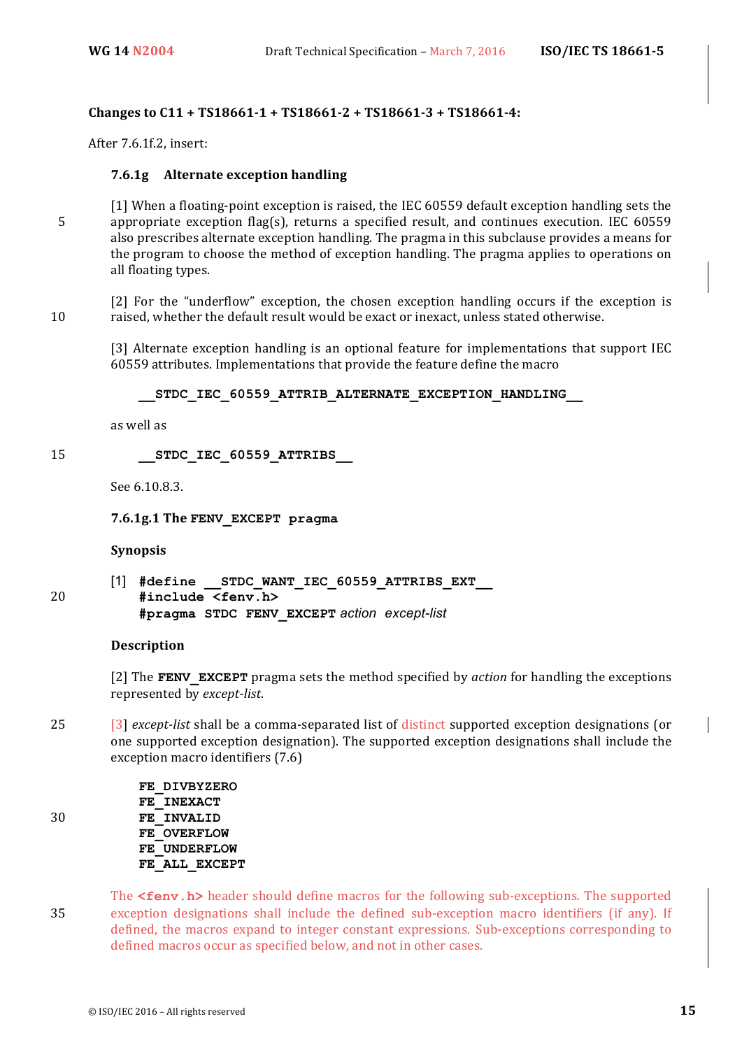**Changes to C11 + TS18661-1 + TS18661-2 + TS18661-3 + TS18661-4:**

After 7.6.1f.2, insert:

### 7.6.1g Alternate exception handling

[1] When a floating-point exception is raised, the IEC 60559 default exception handling sets the appropriate exception flag(s), returns a specified result, and continues execution. IEC 60559 also prescribes alternate exception handling. The pragma in this subclause provides a means for the program to choose the method of exception handling. The pragma applies to operations on all floating types.

[2] For the "underflow" exception, the chosen exception handling occurs if the exception is raised, whether the default result would be exact or inexact, unless stated otherwise.

[3] Alternate exception handling is an optional feature for implementations that support IEC 60559 attributes. Implementations that provide the feature define the macro

```
__STDC_IEC_60559_ATTRIB_ALTERNATE_EXCEPTION_HANDLING__
```

as well as

```
__STDC_IEC_60559_ATTRIBS__
```

See 6.10.8.3.

#### 7.6.1g.1 The FENV_EXCEPT pragma

**Synopsis**

[1]
```
#define __STDC_WANT_IEC_60559_ATTRIBS_EXT__
#include <fenv.h>
#pragma STDC FENV_EXCEPT action except-list
```

**Description**

[2] The **FENV_EXCEPT** pragma sets the method specified by *action* for handling the exceptions represented by *except-list*.

[3] *except-list* shall be a comma-separated list of distinct supported exception designations (or one supported exception designation). The supported exception designations shall include the exception macro identifiers (7.6)

```
FE_DIVBYZERO
FE_INEXACT
FE_INVALID
FE_OVERFLOW
FE_UNDERFLOW
FE_ALL_EXCEPT
```

The **<fenv.h>** header should define macros for the following sub-exceptions. The supported exception designations shall include the defined sub-exception macro identifiers (if any). If defined, the macros expand to integer constant expressions. Sub-exceptions corresponding to defined macros occur as specified below, and not in other cases.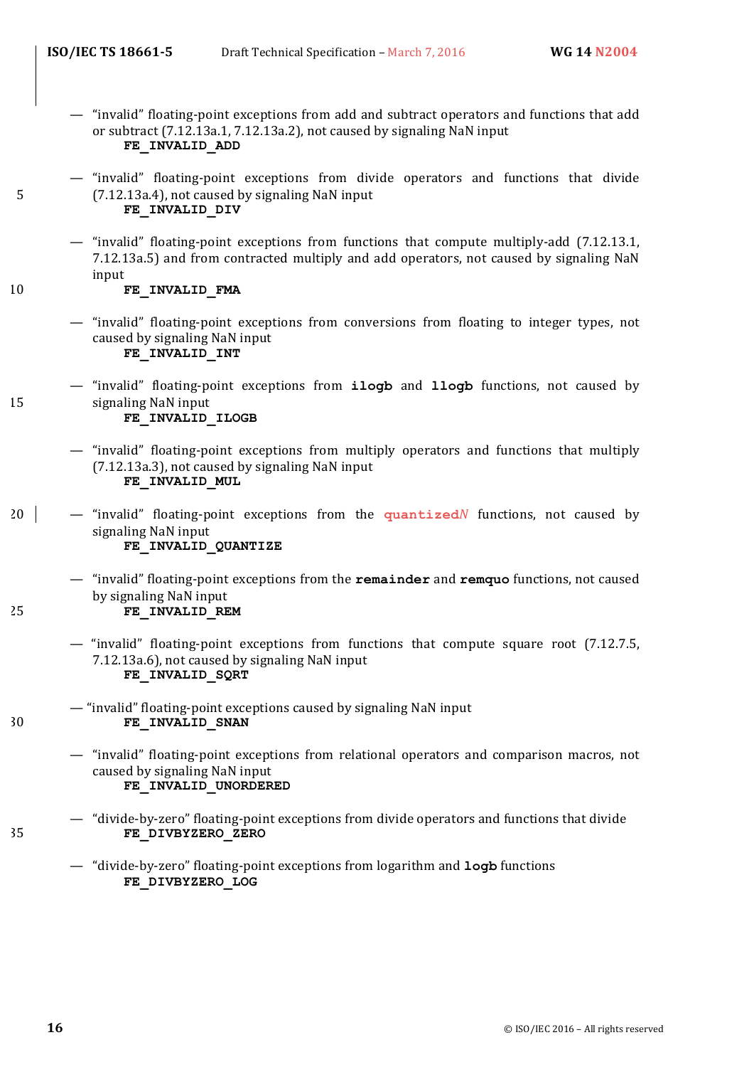— "invalid" floating-point exceptions from add and subtract operators and functions that add or subtract (7.12.13a.1, 7.12.13a.2), not caused by signaling NaN input
**FE_INVALID_ADD**

— "invalid" floating-point exceptions from divide operators and functions that divide (7.12.13a.4), not caused by signaling NaN input
**FE_INVALID_DIV**

— "invalid" floating-point exceptions from functions that compute multiply-add (7.12.13.1, 7.12.13a.5) and from contracted multiply and add operators, not caused by signaling NaN input
**FE_INVALID_FMA**

— "invalid" floating-point exceptions from conversions from floating to integer types, not caused by signaling NaN input
**FE_INVALID_INT**

— "invalid" floating-point exceptions from **ilogb** and **llogb** functions, not caused by signaling NaN input
**FE_INVALID_ILOGB**

— "invalid" floating-point exceptions from multiply operators and functions that multiply (7.12.13a.3), not caused by signaling NaN input
**FE_INVALID_MUL**

— "invalid" floating-point exceptions from the **quantized***N* functions, not caused by signaling NaN input
**FE_INVALID_QUANTIZE**

— "invalid" floating-point exceptions from the **remainder** and **remquo** functions, not caused by signaling NaN input
**FE_INVALID_REM**

— "invalid" floating-point exceptions from functions that compute square root (7.12.7.5, 7.12.13a.6), not caused by signaling NaN input
**FE_INVALID_SQRT**

— "invalid" floating-point exceptions caused by signaling NaN input
**FE_INVALID_SNAN**

— "invalid" floating-point exceptions from relational operators and comparison macros, not caused by signaling NaN input
**FE_INVALID_UNORDERED**

— "divide-by-zero" floating-point exceptions from divide operators and functions that divide
**FE_DIVBYZERO_ZERO**

— "divide-by-zero" floating-point exceptions from logarithm and **logb** functions
**FE_DIVBYZERO_LOG**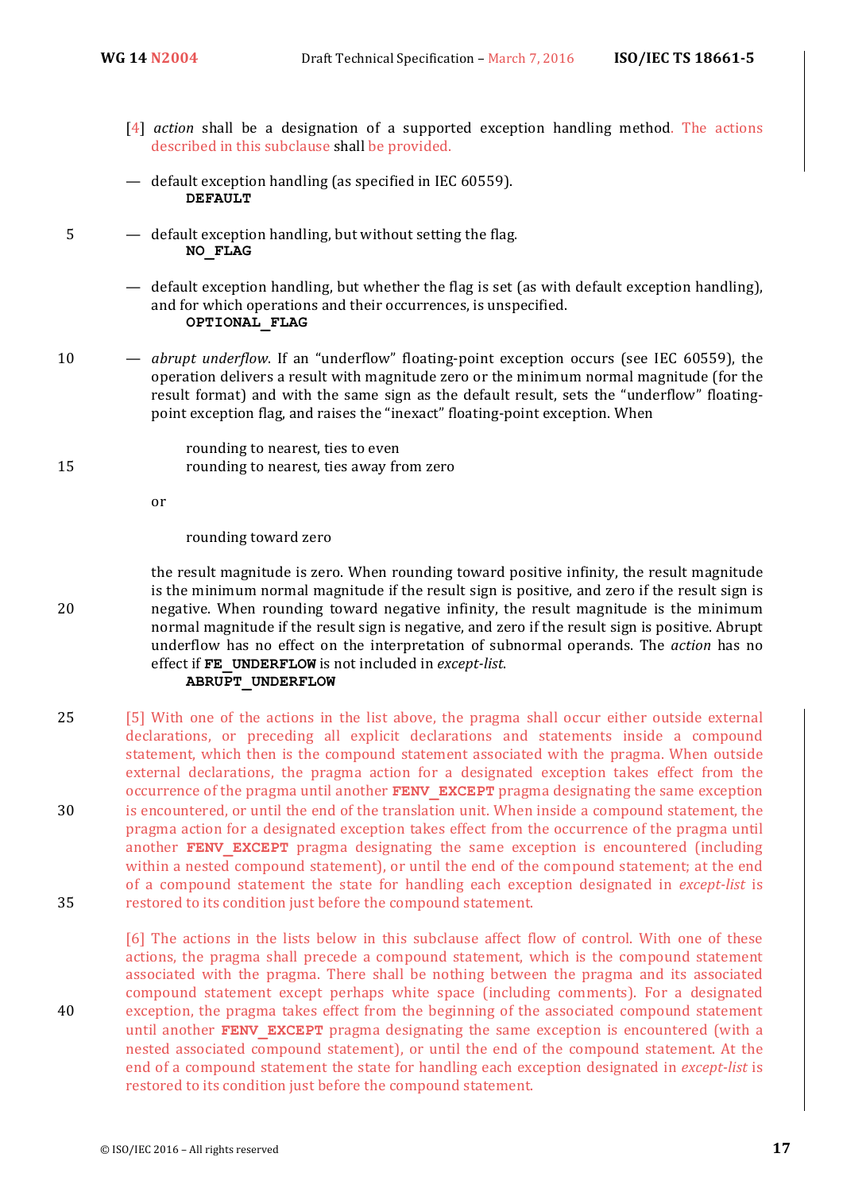[4] *action* shall be a designation of a supported exception handling method. The actions described in this subclause shall be provided.

— default exception handling (as specified in IEC 60559).
    **DEFAULT**

— default exception handling, but without setting the flag.
    **NO_FLAG**

— default exception handling, but whether the flag is set (as with default exception handling), and for which operations and their occurrences, is unspecified.
    **OPTIONAL_FLAG**

— *abrupt underflow*. If an "underflow" floating-point exception occurs (see IEC 60559), the operation delivers a result with magnitude zero or the minimum normal magnitude (for the result format) and with the same sign as the default result, sets the "underflow" floating-point exception flag, and raises the "inexact" floating-point exception. When

    rounding to nearest, ties to even
    rounding to nearest, ties away from zero

  or

    rounding toward zero

  the result magnitude is zero. When rounding toward positive infinity, the result magnitude is the minimum normal magnitude if the result sign is positive, and zero if the result sign is negative. When rounding toward negative infinity, the result magnitude is the minimum normal magnitude if the result sign is negative, and zero if the result sign is positive. Abrupt underflow has no effect on the interpretation of subnormal operands. The *action* has no effect if **FE_UNDERFLOW** is not included in *except-list*.
    **ABRUPT_UNDERFLOW**

[5] With one of the actions in the list above, the pragma shall occur either outside external declarations, or preceding all explicit declarations and statements inside a compound statement, which then is the compound statement associated with the pragma. When outside external declarations, the pragma action for a designated exception takes effect from the occurrence of the pragma until another **FENV_EXCEPT** pragma designating the same exception is encountered, or until the end of the translation unit. When inside a compound statement, the pragma action for a designated exception takes effect from the occurrence of the pragma until another **FENV_EXCEPT** pragma designating the same exception is encountered (including within a nested compound statement), or until the end of the compound statement; at the end of a compound statement the state for handling each exception designated in *except-list* is restored to its condition just before the compound statement.

[6] The actions in the lists below in this subclause affect flow of control. With one of these actions, the pragma shall precede a compound statement, which is the compound statement associated with the pragma. There shall be nothing between the pragma and its associated compound statement except perhaps white space (including comments). For a designated exception, the pragma takes effect from the beginning of the associated compound statement until another **FENV_EXCEPT** pragma designating the same exception is encountered (with a nested associated compound statement), or until the end of the compound statement. At the end of a compound statement the state for handling each exception designated in *except-list* is restored to its condition just before the compound statement.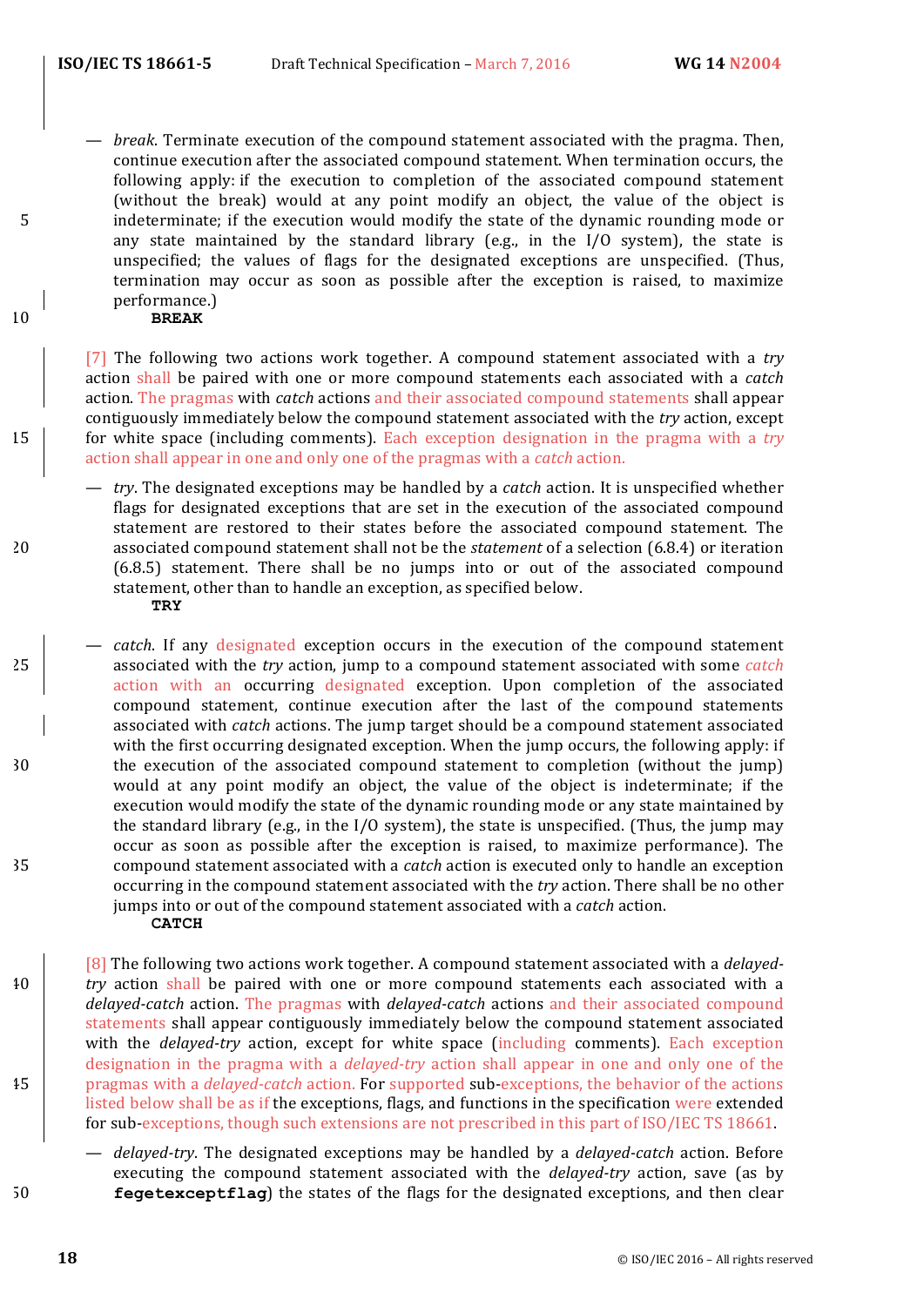— *break*. Terminate execution of the compound statement associated with the pragma. Then, continue execution after the associated compound statement. When termination occurs, the following apply: if the execution to completion of the associated compound statement (without the break) would at any point modify an object, the value of the object is indeterminate; if the execution would modify the state of the dynamic rounding mode or any state maintained by the standard library (e.g., in the I/O system), the state is unspecified; the values of flags for the designated exceptions are unspecified. (Thus, termination may occur as soon as possible after the exception is raised, to maximize performance.)

**BREAK**

[7] The following two actions work together. A compound statement associated with a *try* action shall be paired with one or more compound statements each associated with a *catch* action. The pragmas with *catch* actions and their associated compound statements shall appear contiguously immediately below the compound statement associated with the *try* action, except for white space (including comments). Each exception designation in the pragma with a *try* action shall appear in one and only one of the pragmas with a *catch* action.

— *try*. The designated exceptions may be handled by a *catch* action. It is unspecified whether flags for designated exceptions that are set in the execution of the associated compound statement are restored to their states before the associated compound statement. The associated compound statement shall not be the *statement* of a selection (6.8.4) or iteration (6.8.5) statement. There shall be no jumps into or out of the associated compound statement, other than to handle an exception, as specified below.

**TRY**

— *catch*. If any designated exception occurs in the execution of the compound statement associated with the *try* action, jump to a compound statement associated with some *catch* action with an occurring designated exception. Upon completion of the associated compound statement, continue execution after the last of the compound statements associated with *catch* actions. The jump target should be a compound statement associated with the first occurring designated exception. When the jump occurs, the following apply: if the execution of the associated compound statement to completion (without the jump) would at any point modify an object, the value of the object is indeterminate; if the execution would modify the state of the dynamic rounding mode or any state maintained by the standard library (e.g., in the I/O system), the state is unspecified. (Thus, the jump may occur as soon as possible after the exception is raised, to maximize performance). The compound statement associated with a *catch* action is executed only to handle an exception occurring in the compound statement associated with the *try* action. There shall be no other jumps into or out of the compound statement associated with a *catch* action.

**CATCH**

[8] The following two actions work together. A compound statement associated with a *delayed-try* action shall be paired with one or more compound statements each associated with a *delayed-catch* action. The pragmas with *delayed-catch* actions and their associated compound statements shall appear contiguously immediately below the compound statement associated with the *delayed-try* action, except for white space (including comments). Each exception designation in the pragma with a *delayed-try* action shall appear in one and only one of the pragmas with a *delayed-catch* action. For supported sub-exceptions, the behavior of the actions listed below shall be as if the exceptions, flags, and functions in the specification were extended for sub-exceptions, though such extensions are not prescribed in this part of ISO/IEC TS 18661.

— *delayed-try*. The designated exceptions may be handled by a *delayed-catch* action. Before executing the compound statement associated with the *delayed-try* action, save (as by **fegetexceptflag**) the states of the flags for the designated exceptions, and then clear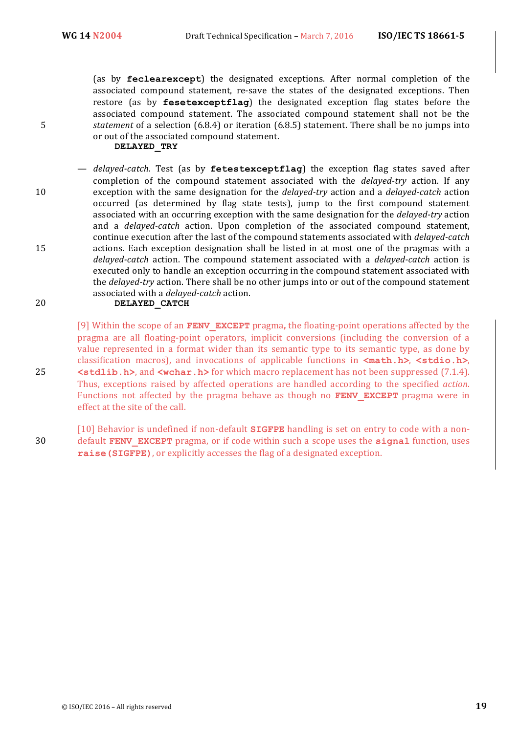(as by **feclearexcept**) the designated exceptions. After normal completion of the associated compound statement, re-save the states of the designated exceptions. Then restore (as by **fesetexceptflag**) the designated exception flag states before the associated compound statement. The associated compound statement shall not be the *statement* of a selection (6.8.4) or iteration (6.8.5) statement. There shall be no jumps into or out of the associated compound statement.

**DELAYED_TRY**

— *delayed-catch*. Test (as by **fetestexceptflag**) the exception flag states saved after completion of the compound statement associated with the *delayed-try* action. If any exception with the same designation for the *delayed-try* action and a *delayed-catch* action occurred (as determined by flag state tests), jump to the first compound statement associated with an occurring exception with the same designation for the *delayed-try* action and a *delayed-catch* action. Upon completion of the associated compound statement, continue execution after the last of the compound statements associated with *delayed-catch* actions. Each exception designation shall be listed in at most one of the pragmas with a *delayed-catch* action. The compound statement associated with a *delayed-catch* action is executed only to handle an exception occurring in the compound statement associated with the *delayed-try* action. There shall be no other jumps into or out of the compound statement associated with a *delayed-catch* action.

**DELAYED_CATCH**

[9] Within the scope of an **FENV_EXCEPT** pragma, the floating-point operations affected by the pragma are all floating-point operators, implicit conversions (including the conversion of a value represented in a format wider than its semantic type to its semantic type, as done by classification macros), and invocations of applicable functions in **<math.h>**, **<stdio.h>**, **<stdlib.h>**, and **<wchar.h>** for which macro replacement has not been suppressed (7.1.4). Thus, exceptions raised by affected operations are handled according to the specified *action*. Functions not affected by the pragma behave as though no **FENV_EXCEPT** pragma were in effect at the site of the call.

[10] Behavior is undefined if non-default **SIGFPE** handling is set on entry to code with a non-default **FENV_EXCEPT** pragma, or if code within such a scope uses the **signal** function, uses **raise(SIGFPE)**, or explicitly accesses the flag of a designated exception.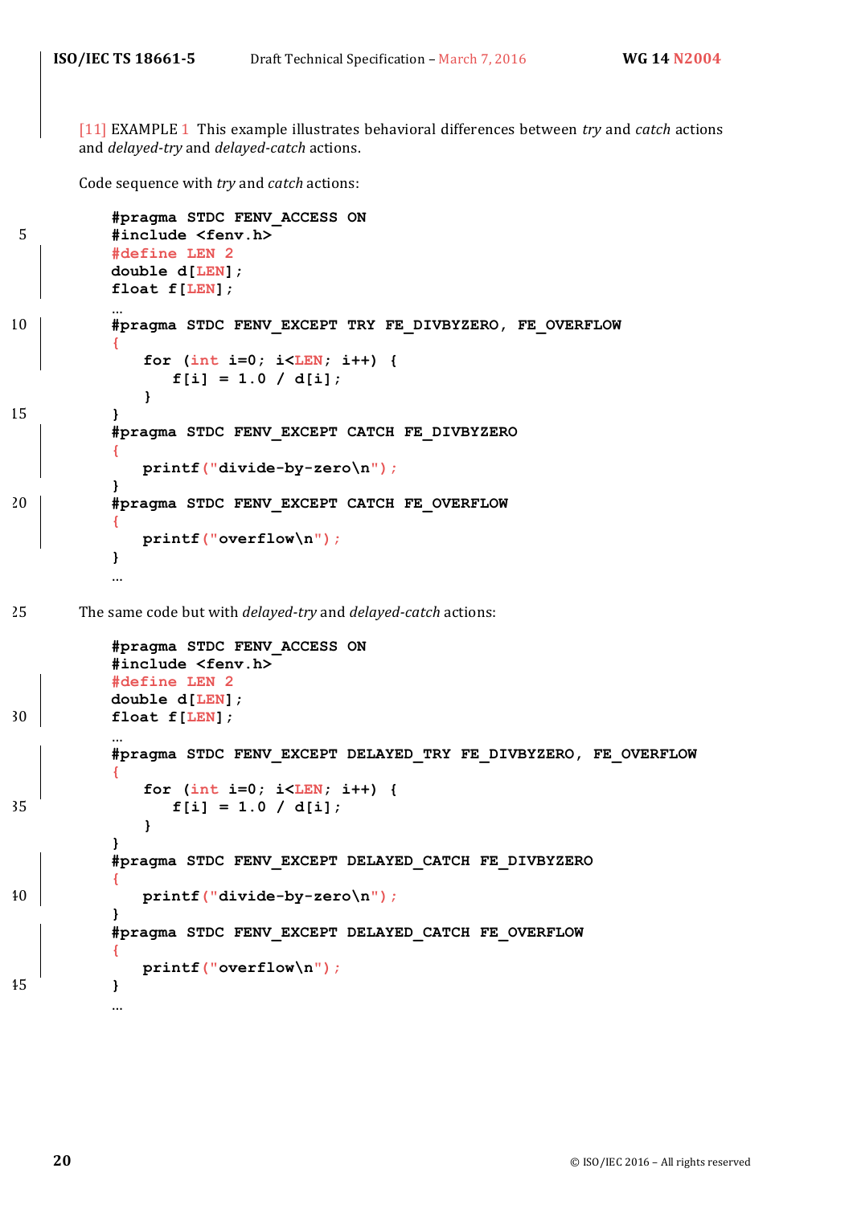[11] EXAMPLE 1 This example illustrates behavioral differences between *try* and *catch* actions and *delayed-try* and *delayed-catch* actions.

Code sequence with *try* and *catch* actions:

```
#pragma STDC FENV_ACCESS ON
#include <fenv.h>
#define LEN 2
double d[LEN];
float f[LEN];
…
#pragma STDC FENV_EXCEPT TRY FE_DIVBYZERO, FE_OVERFLOW
{
    for (int i=0; i<LEN; i++) {
       f[i] = 1.0 / d[i];
    }
}
#pragma STDC FENV_EXCEPT CATCH FE_DIVBYZERO
{
    printf("divide-by-zero\n");
}
#pragma STDC FENV_EXCEPT CATCH FE_OVERFLOW
{
    printf("overflow\n");
}
…
```

The same code but with *delayed-try* and *delayed-catch* actions:

```
#pragma STDC FENV_ACCESS ON
#include <fenv.h>
#define LEN 2
double d[LEN];
float f[LEN];
…
#pragma STDC FENV_EXCEPT DELAYED_TRY FE_DIVBYZERO, FE_OVERFLOW
{
    for (int i=0; i<LEN; i++) {
       f[i] = 1.0 / d[i];
    }
}
#pragma STDC FENV_EXCEPT DELAYED_CATCH FE_DIVBYZERO
{
    printf("divide-by-zero\n");
}
#pragma STDC FENV_EXCEPT DELAYED_CATCH FE_OVERFLOW
{
    printf("overflow\n");
}
…
```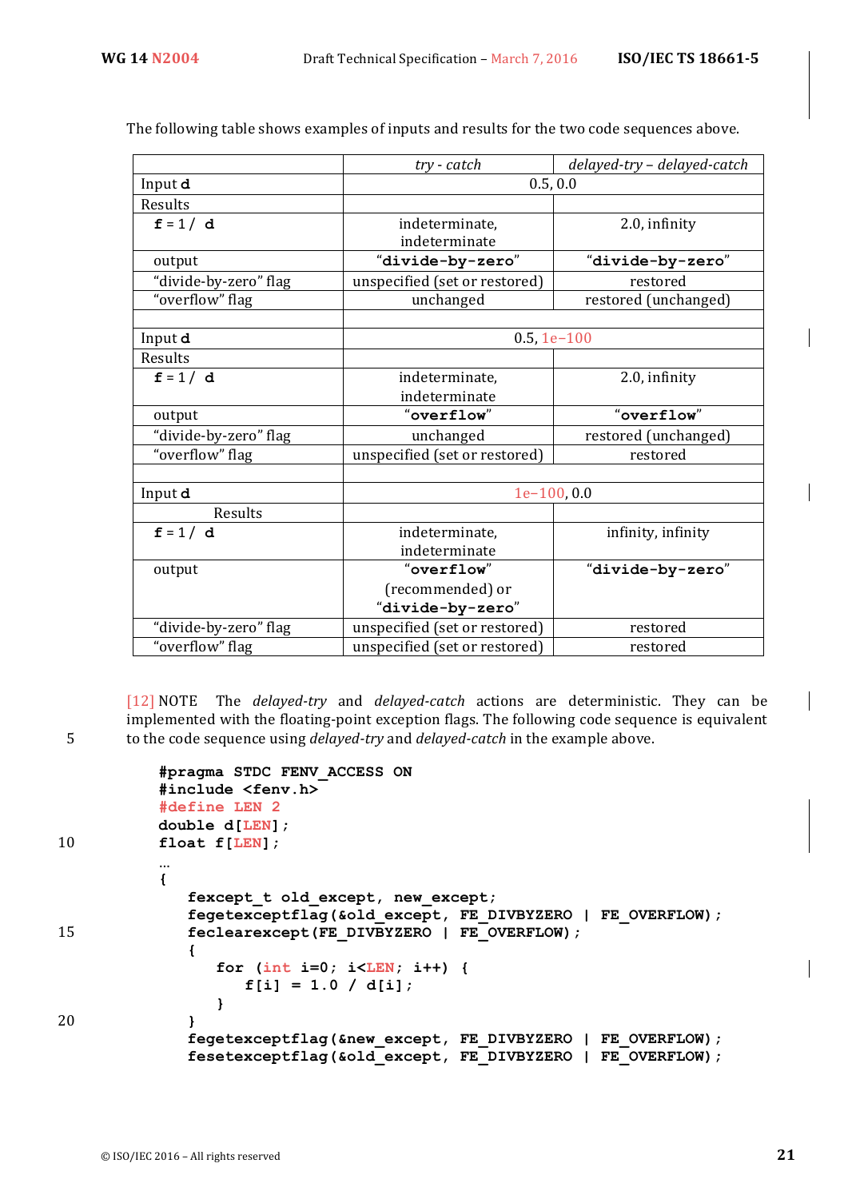The following table shows examples of inputs and results for the two code sequences above.

| | *try - catch* | *delayed-try – delayed-catch* |
|---|---|---|
| Input **d** | 0.5, 0.0 | |
| Results | | |
| **f** = 1 / **d** | indeterminate, indeterminate | 2.0, infinity |
| output | "**divide-by-zero**" | "**divide-by-zero**" |
| "divide-by-zero" flag | unspecified (set or restored) | restored |
| "overflow" flag | unchanged | restored (unchanged) |
| | | |
| Input **d** | 0.5, 1e−100 | |
| Results | | |
| **f** = 1 / **d** | indeterminate, indeterminate | 2.0, infinity |
| output | "**overflow**" | "**overflow**" |
| "divide-by-zero" flag | unchanged | restored (unchanged) |
| "overflow" flag | unspecified (set or restored) | restored |
| | | |
| Input **d** | 1e−100, 0.0 | |
| Results | | |
| **f** = 1 / **d** | indeterminate, indeterminate | infinity, infinity |
| output | "**overflow**" (recommended) or "**divide-by-zero**" | "**divide-by-zero**" |
| "divide-by-zero" flag | unspecified (set or restored) | restored |
| "overflow" flag | unspecified (set or restored) | restored |

[12] NOTE The *delayed-try* and *delayed-catch* actions are deterministic. They can be implemented with the floating-point exception flags. The following code sequence is equivalent to the code sequence using *delayed-try* and *delayed-catch* in the example above.

```
#pragma STDC FENV_ACCESS ON
#include <fenv.h>
#define LEN 2
double d[LEN];
float f[LEN];
…
{
   fexcept_t old_except, new_except;
   fegetexceptflag(&old_except, FE_DIVBYZERO | FE_OVERFLOW);
   feclearexcept(FE_DIVBYZERO | FE_OVERFLOW);
   {
      for (int i=0; i<LEN; i++) {
         f[i] = 1.0 / d[i];
      }
   }
   fegetexceptflag(&new_except, FE_DIVBYZERO | FE_OVERFLOW);
   fesetexceptflag(&old_except, FE_DIVBYZERO | FE_OVERFLOW);
```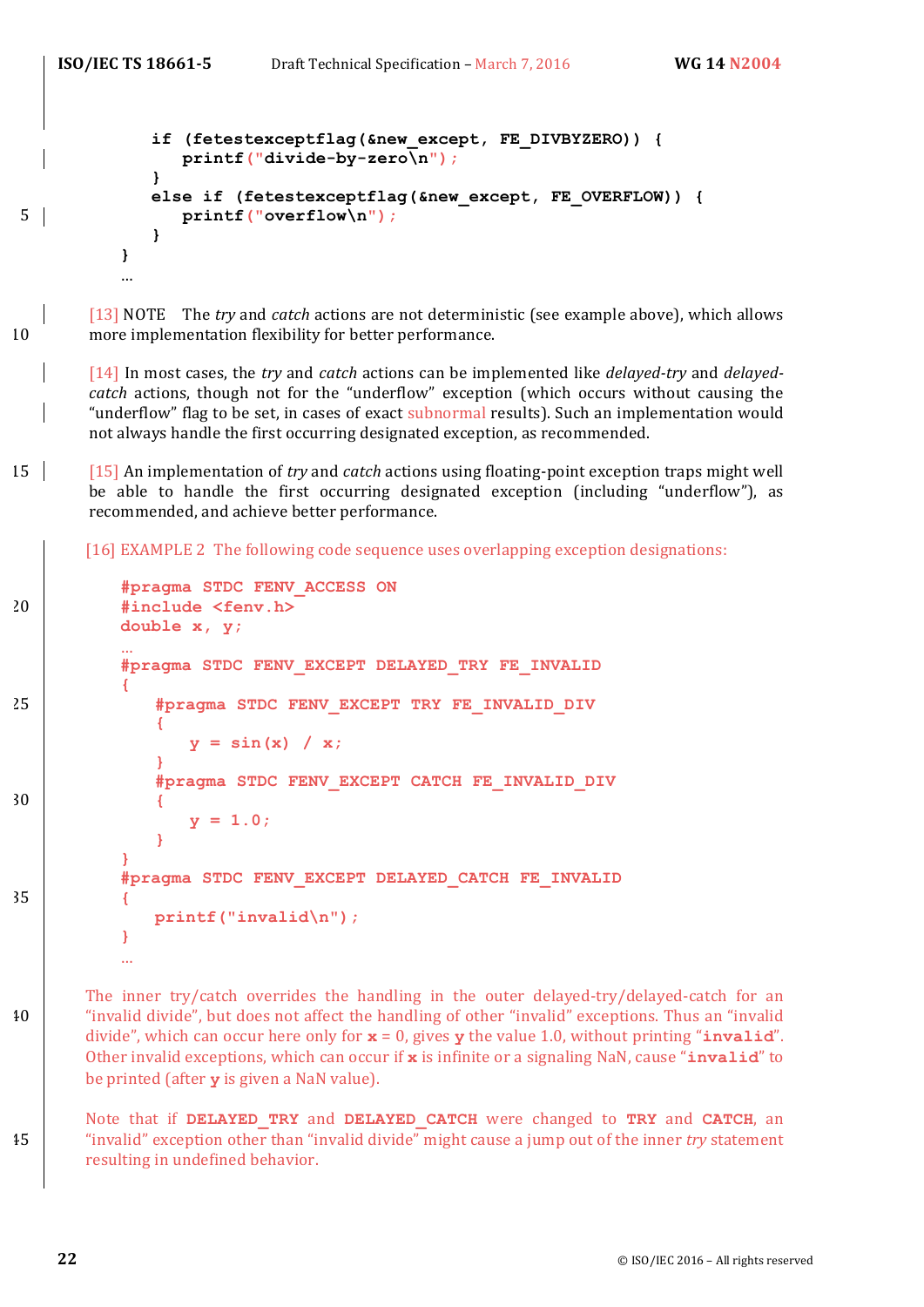```
        if (fetestexceptflag(&new_except, FE_DIVBYZERO)) {
           printf("divide-by-zero\n");
        }
        else if (fetestexceptflag(&new_except, FE_OVERFLOW)) {
           printf("overflow\n");
        }
    }
    …
```

[13] NOTE The *try* and *catch* actions are not deterministic (see example above), which allows more implementation flexibility for better performance.

[14] In most cases, the *try* and *catch* actions can be implemented like *delayed-try* and *delayed-catch* actions, though not for the "underflow" exception (which occurs without causing the "underflow" flag to be set, in cases of exact subnormal results). Such an implementation would not always handle the first occurring designated exception, as recommended.

[15] An implementation of *try* and *catch* actions using floating-point exception traps might well be able to handle the first occurring designated exception (including "underflow"), as recommended, and achieve better performance.

[16] EXAMPLE 2 The following code sequence uses overlapping exception designations:

```
#pragma STDC FENV_ACCESS ON
#include <fenv.h>
double x, y;
…
#pragma STDC FENV_EXCEPT DELAYED_TRY FE_INVALID
{
    #pragma STDC FENV_EXCEPT TRY FE_INVALID_DIV
    {
        y = sin(x) / x;
    }
    #pragma STDC FENV_EXCEPT CATCH FE_INVALID_DIV
    {
        y = 1.0;
    }
}
#pragma STDC FENV_EXCEPT DELAYED_CATCH FE_INVALID
{
    printf("invalid\n");
}
…
```

The inner try/catch overrides the handling in the outer delayed-try/delayed-catch for an "invalid divide", but does not affect the handling of other "invalid" exceptions. Thus an "invalid divide", which can occur here only for **x** = 0, gives **y** the value 1.0, without printing "**invalid**". Other invalid exceptions, which can occur if **x** is infinite or a signaling NaN, cause "**invalid**" to be printed (after **y** is given a NaN value).

Note that if **DELAYED_TRY** and **DELAYED_CATCH** were changed to **TRY** and **CATCH**, an "invalid" exception other than "invalid divide" might cause a jump out of the inner *try* statement resulting in undefined behavior.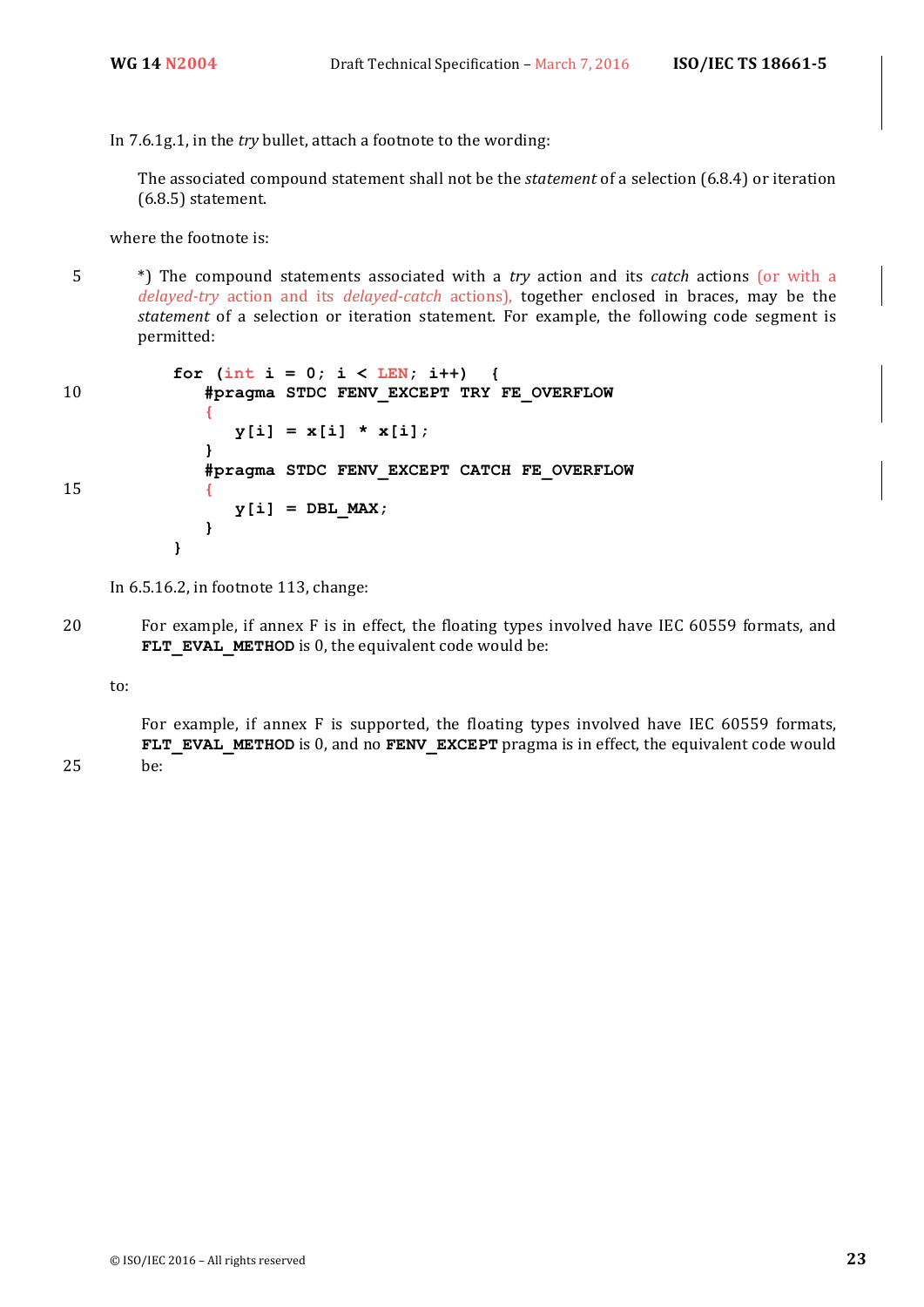In 7.6.1g.1, in the *try* bullet, attach a footnote to the wording:

> The associated compound statement shall not be the *statement* of a selection (6.8.4) or iteration (6.8.5) statement.

where the footnote is:

> *) The compound statements associated with a *try* action and its *catch* actions (or with a *delayed-try* action and its *delayed-catch* actions), together enclosed in braces, may be the *statement* of a selection or iteration statement. For example, the following code segment is permitted:

```
for (int i = 0; i < LEN; i++)  {
    #pragma STDC FENV_EXCEPT TRY FE_OVERFLOW
    {
        y[i] = x[i] * x[i];
    }
    #pragma STDC FENV_EXCEPT CATCH FE_OVERFLOW
    {
        y[i] = DBL_MAX;
    }
}
```

In 6.5.16.2, in footnote 113, change:

> For example, if annex F is in effect, the floating types involved have IEC 60559 formats, and **FLT_EVAL_METHOD** is 0, the equivalent code would be:

to:

> For example, if annex F is supported, the floating types involved have IEC 60559 formats, **FLT_EVAL_METHOD** is 0, and no **FENV_EXCEPT** pragma is in effect, the equivalent code would be: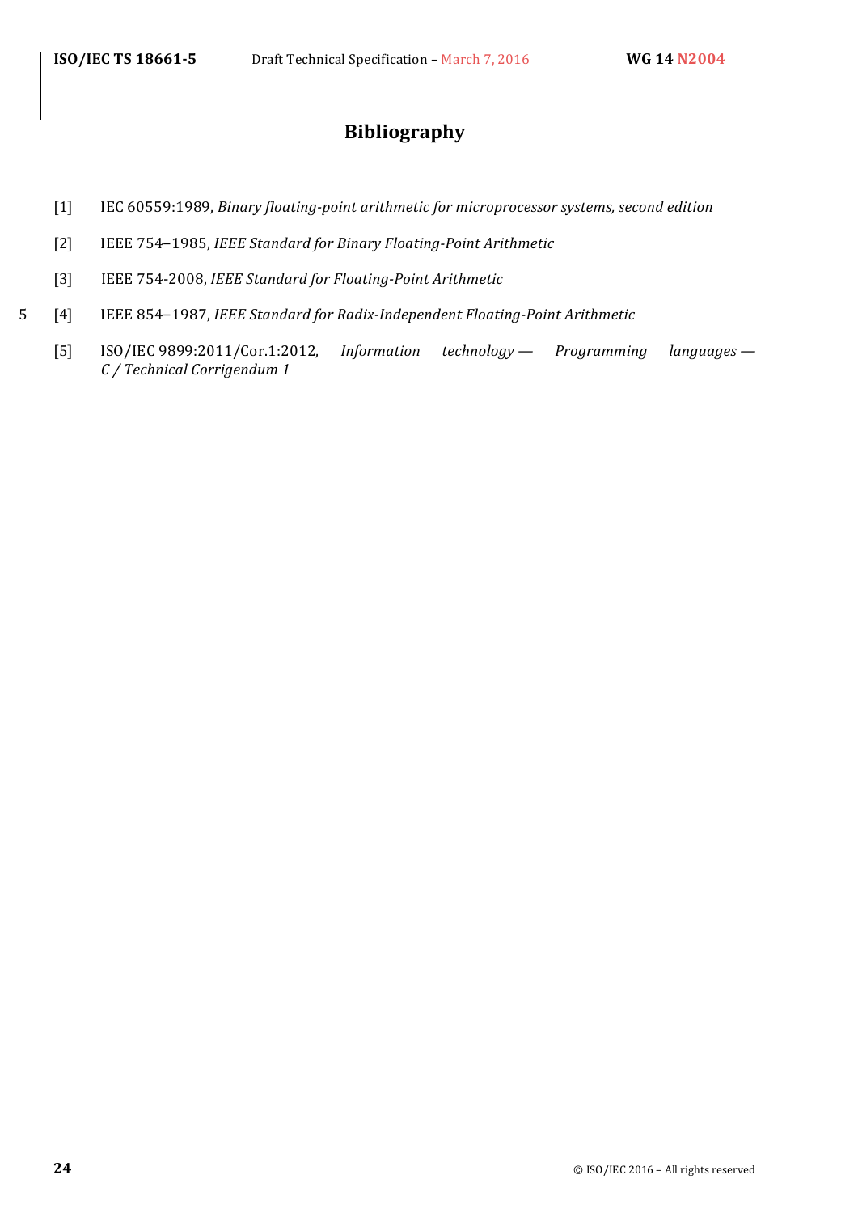# Bibliography

[1] IEC 60559:1989, *Binary floating-point arithmetic for microprocessor systems, second edition*

[2] IEEE 754–1985, *IEEE Standard for Binary Floating-Point Arithmetic*

[3] IEEE 754-2008, *IEEE Standard for Floating-Point Arithmetic*

[4] IEEE 854–1987, *IEEE Standard for Radix-Independent Floating-Point Arithmetic*

[5] ISO/IEC 9899:2011/Cor.1:2012, *Information technology — Programming languages — C / Technical Corrigendum 1*